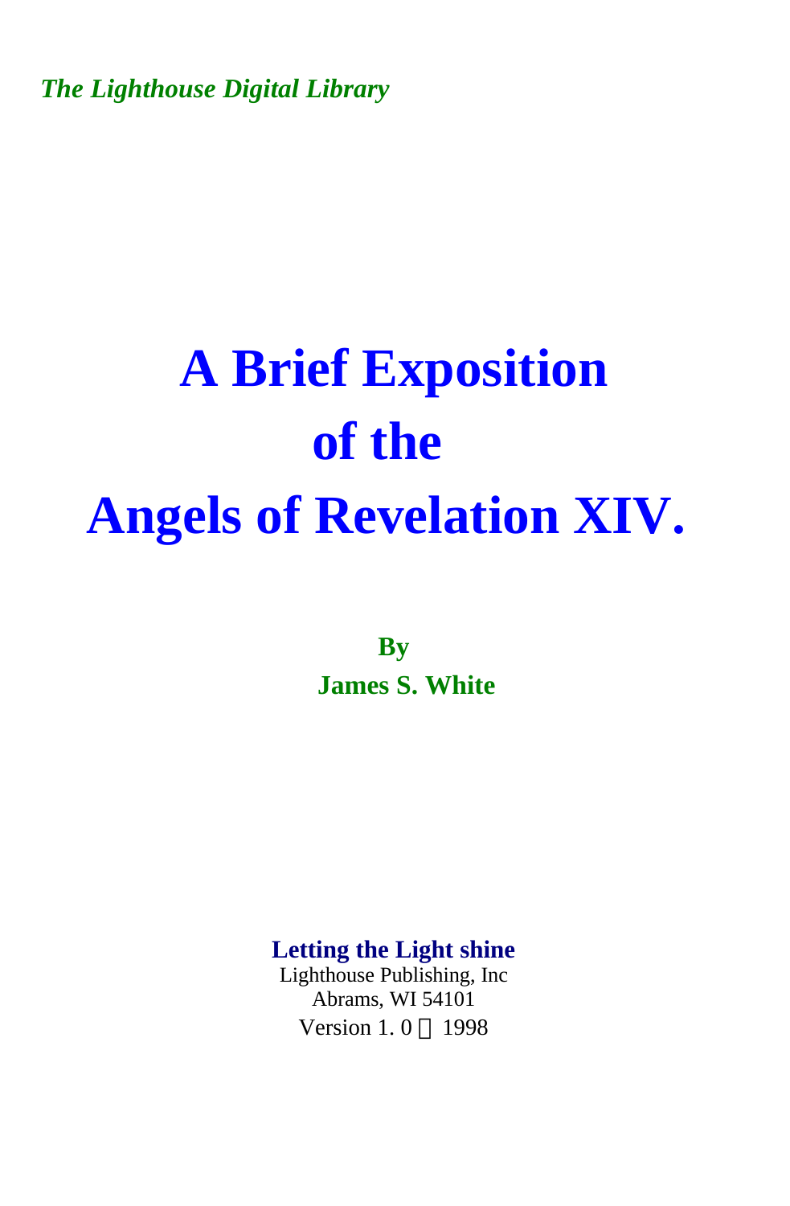*The Lighthouse Digital Library*

# A Brief Exposition of the Angels of Revelation XIV.

**By**
**James S. White**

**Letting the Light shine**
Lighthouse Publishing, Inc
Abrams, WI 54101
Version 1. 0 © 1998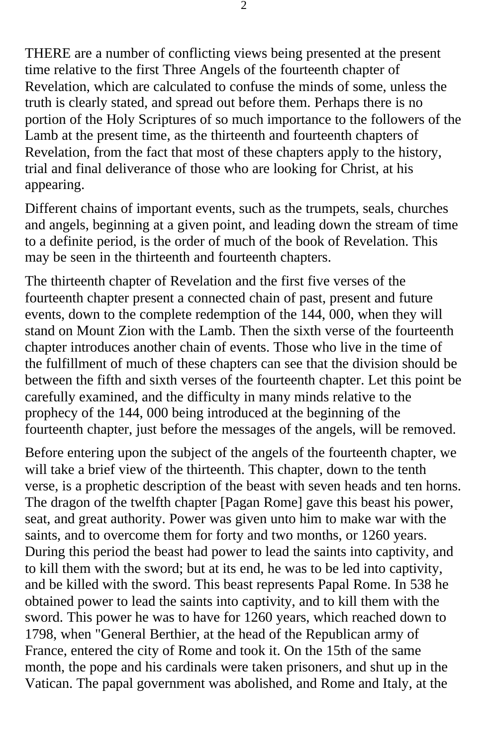THERE are a number of conflicting views being presented at the present time relative to the first Three Angels of the fourteenth chapter of Revelation, which are calculated to confuse the minds of some, unless the truth is clearly stated, and spread out before them. Perhaps there is no portion of the Holy Scriptures of so much importance to the followers of the Lamb at the present time, as the thirteenth and fourteenth chapters of Revelation, from the fact that most of these chapters apply to the history, trial and final deliverance of those who are looking for Christ, at his appearing.

Different chains of important events, such as the trumpets, seals, churches and angels, beginning at a given point, and leading down the stream of time to a definite period, is the order of much of the book of Revelation. This may be seen in the thirteenth and fourteenth chapters.

The thirteenth chapter of Revelation and the first five verses of the fourteenth chapter present a connected chain of past, present and future events, down to the complete redemption of the 144, 000, when they will stand on Mount Zion with the Lamb. Then the sixth verse of the fourteenth chapter introduces another chain of events. Those who live in the time of the fulfillment of much of these chapters can see that the division should be between the fifth and sixth verses of the fourteenth chapter. Let this point be carefully examined, and the difficulty in many minds relative to the prophecy of the 144, 000 being introduced at the beginning of the fourteenth chapter, just before the messages of the angels, will be removed.

Before entering upon the subject of the angels of the fourteenth chapter, we will take a brief view of the thirteenth. This chapter, down to the tenth verse, is a prophetic description of the beast with seven heads and ten horns. The dragon of the twelfth chapter [Pagan Rome] gave this beast his power, seat, and great authority. Power was given unto him to make war with the saints, and to overcome them for forty and two months, or 1260 years. During this period the beast had power to lead the saints into captivity, and to kill them with the sword; but at its end, he was to be led into captivity, and be killed with the sword. This beast represents Papal Rome. In 538 he obtained power to lead the saints into captivity, and to kill them with the sword. This power he was to have for 1260 years, which reached down to 1798, when "General Berthier, at the head of the Republican army of France, entered the city of Rome and took it. On the 15th of the same month, the pope and his cardinals were taken prisoners, and shut up in the Vatican. The papal government was abolished, and Rome and Italy, at the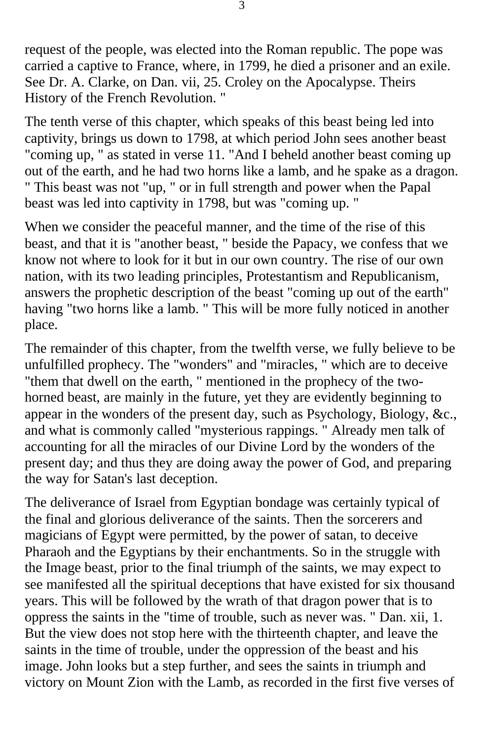request of the people, was elected into the Roman republic. The pope was carried a captive to France, where, in 1799, he died a prisoner and an exile. See Dr. A. Clarke, on Dan. vii, 25. Croley on the Apocalypse. Theirs History of the French Revolution. "

The tenth verse of this chapter, which speaks of this beast being led into captivity, brings us down to 1798, at which period John sees another beast "coming up, " as stated in verse 11. "And I beheld another beast coming up out of the earth, and he had two horns like a lamb, and he spake as a dragon. " This beast was not "up, " or in full strength and power when the Papal beast was led into captivity in 1798, but was "coming up. "

When we consider the peaceful manner, and the time of the rise of this beast, and that it is "another beast, " beside the Papacy, we confess that we know not where to look for it but in our own country. The rise of our own nation, with its two leading principles, Protestantism and Republicanism, answers the prophetic description of the beast "coming up out of the earth" having "two horns like a lamb. " This will be more fully noticed in another place.

The remainder of this chapter, from the twelfth verse, we fully believe to be unfulfilled prophecy. The "wonders" and "miracles, " which are to deceive "them that dwell on the earth, " mentioned in the prophecy of the two-horned beast, are mainly in the future, yet they are evidently beginning to appear in the wonders of the present day, such as Psychology, Biology, &c., and what is commonly called "mysterious rappings. " Already men talk of accounting for all the miracles of our Divine Lord by the wonders of the present day; and thus they are doing away the power of God, and preparing the way for Satan's last deception.

The deliverance of Israel from Egyptian bondage was certainly typical of the final and glorious deliverance of the saints. Then the sorcerers and magicians of Egypt were permitted, by the power of satan, to deceive Pharaoh and the Egyptians by their enchantments. So in the struggle with the Image beast, prior to the final triumph of the saints, we may expect to see manifested all the spiritual deceptions that have existed for six thousand years. This will be followed by the wrath of that dragon power that is to oppress the saints in the "time of trouble, such as never was. " Dan. xii, 1. But the view does not stop here with the thirteenth chapter, and leave the saints in the time of trouble, under the oppression of the beast and his image. John looks but a step further, and sees the saints in triumph and victory on Mount Zion with the Lamb, as recorded in the first five verses of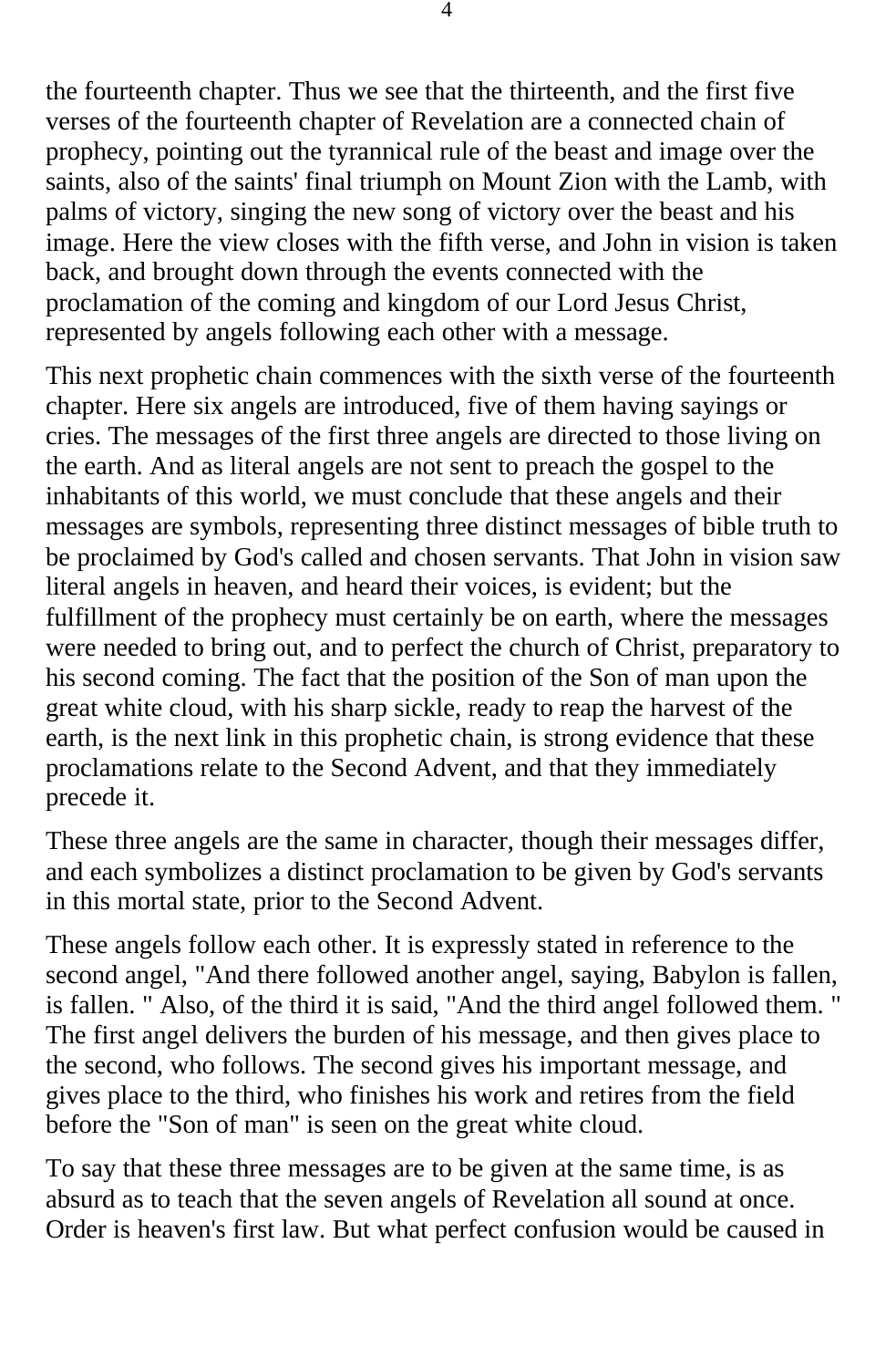the fourteenth chapter. Thus we see that the thirteenth, and the first five verses of the fourteenth chapter of Revelation are a connected chain of prophecy, pointing out the tyrannical rule of the beast and image over the saints, also of the saints' final triumph on Mount Zion with the Lamb, with palms of victory, singing the new song of victory over the beast and his image. Here the view closes with the fifth verse, and John in vision is taken back, and brought down through the events connected with the proclamation of the coming and kingdom of our Lord Jesus Christ, represented by angels following each other with a message.

This next prophetic chain commences with the sixth verse of the fourteenth chapter. Here six angels are introduced, five of them having sayings or cries. The messages of the first three angels are directed to those living on the earth. And as literal angels are not sent to preach the gospel to the inhabitants of this world, we must conclude that these angels and their messages are symbols, representing three distinct messages of bible truth to be proclaimed by God's called and chosen servants. That John in vision saw literal angels in heaven, and heard their voices, is evident; but the fulfillment of the prophecy must certainly be on earth, where the messages were needed to bring out, and to perfect the church of Christ, preparatory to his second coming. The fact that the position of the Son of man upon the great white cloud, with his sharp sickle, ready to reap the harvest of the earth, is the next link in this prophetic chain, is strong evidence that these proclamations relate to the Second Advent, and that they immediately precede it.

These three angels are the same in character, though their messages differ, and each symbolizes a distinct proclamation to be given by God's servants in this mortal state, prior to the Second Advent.

These angels follow each other. It is expressly stated in reference to the second angel, "And there followed another angel, saying, Babylon is fallen, is fallen. " Also, of the third it is said, "And the third angel followed them. " The first angel delivers the burden of his message, and then gives place to the second, who follows. The second gives his important message, and gives place to the third, who finishes his work and retires from the field before the "Son of man" is seen on the great white cloud.

To say that these three messages are to be given at the same time, is as absurd as to teach that the seven angels of Revelation all sound at once. Order is heaven's first law. But what perfect confusion would be caused in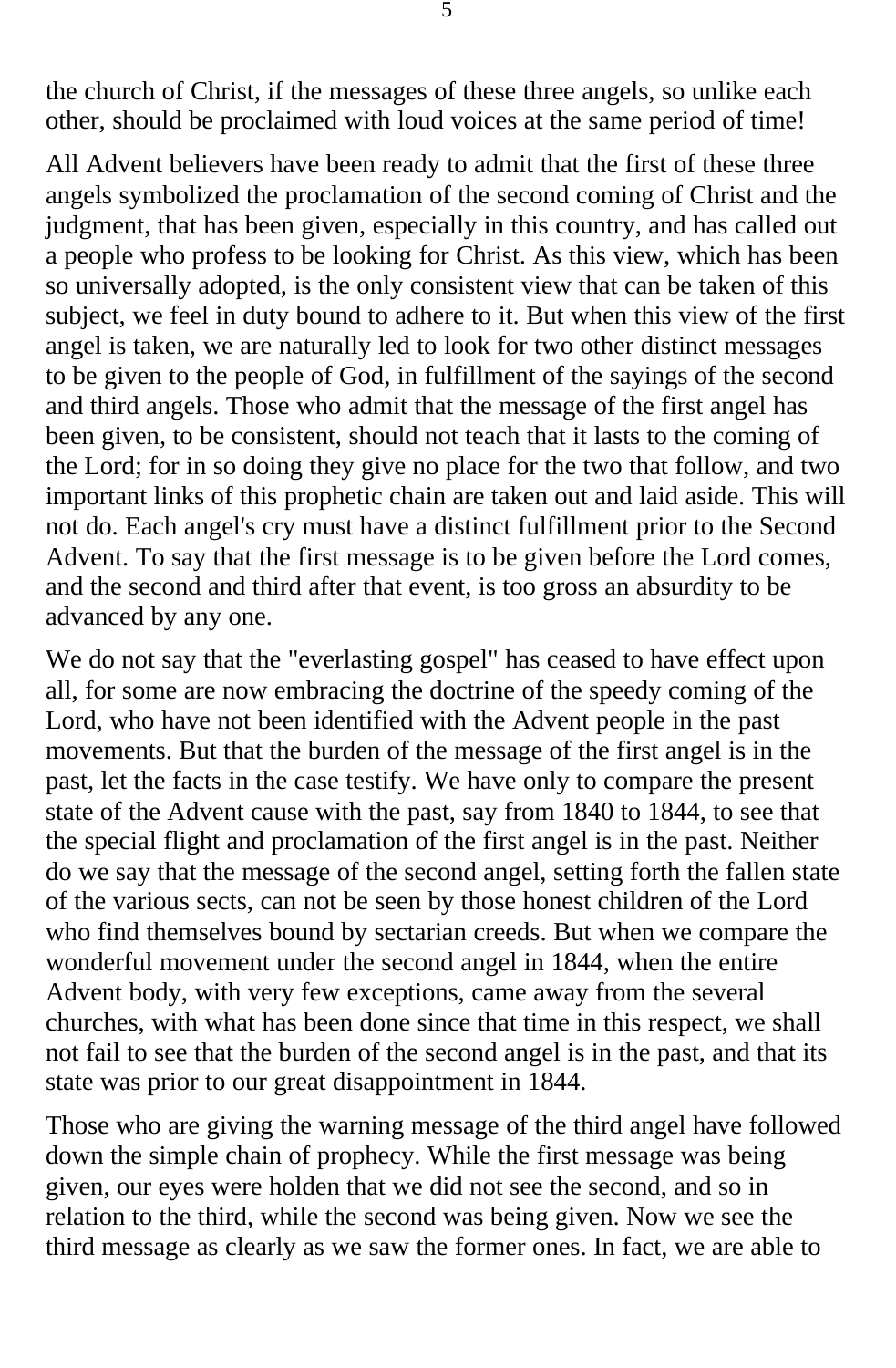the church of Christ, if the messages of these three angels, so unlike each other, should be proclaimed with loud voices at the same period of time!

All Advent believers have been ready to admit that the first of these three angels symbolized the proclamation of the second coming of Christ and the judgment, that has been given, especially in this country, and has called out a people who profess to be looking for Christ. As this view, which has been so universally adopted, is the only consistent view that can be taken of this subject, we feel in duty bound to adhere to it. But when this view of the first angel is taken, we are naturally led to look for two other distinct messages to be given to the people of God, in fulfillment of the sayings of the second and third angels. Those who admit that the message of the first angel has been given, to be consistent, should not teach that it lasts to the coming of the Lord; for in so doing they give no place for the two that follow, and two important links of this prophetic chain are taken out and laid aside. This will not do. Each angel's cry must have a distinct fulfillment prior to the Second Advent. To say that the first message is to be given before the Lord comes, and the second and third after that event, is too gross an absurdity to be advanced by any one.

We do not say that the "everlasting gospel" has ceased to have effect upon all, for some are now embracing the doctrine of the speedy coming of the Lord, who have not been identified with the Advent people in the past movements. But that the burden of the message of the first angel is in the past, let the facts in the case testify. We have only to compare the present state of the Advent cause with the past, say from 1840 to 1844, to see that the special flight and proclamation of the first angel is in the past. Neither do we say that the message of the second angel, setting forth the fallen state of the various sects, can not be seen by those honest children of the Lord who find themselves bound by sectarian creeds. But when we compare the wonderful movement under the second angel in 1844, when the entire Advent body, with very few exceptions, came away from the several churches, with what has been done since that time in this respect, we shall not fail to see that the burden of the second angel is in the past, and that its state was prior to our great disappointment in 1844.

Those who are giving the warning message of the third angel have followed down the simple chain of prophecy. While the first message was being given, our eyes were holden that we did not see the second, and so in relation to the third, while the second was being given. Now we see the third message as clearly as we saw the former ones. In fact, we are able to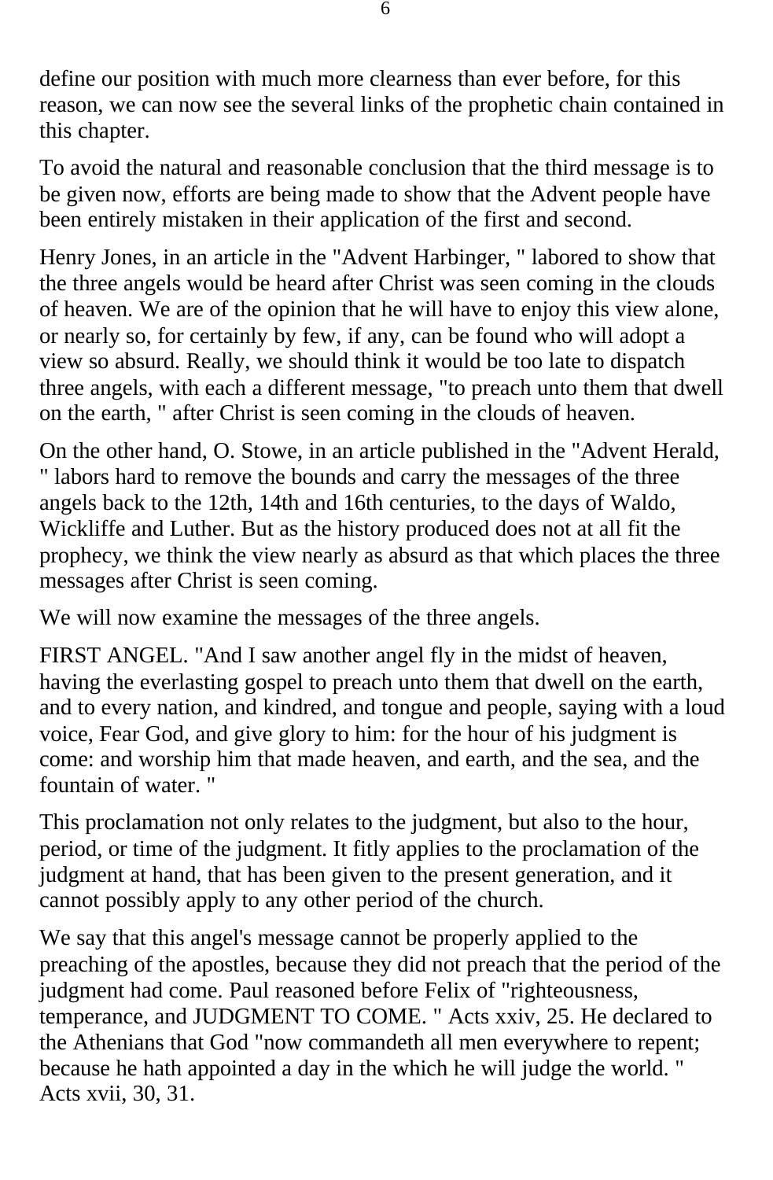define our position with much more clearness than ever before, for this reason, we can now see the several links of the prophetic chain contained in this chapter.

To avoid the natural and reasonable conclusion that the third message is to be given now, efforts are being made to show that the Advent people have been entirely mistaken in their application of the first and second.

Henry Jones, in an article in the "Advent Harbinger, " labored to show that the three angels would be heard after Christ was seen coming in the clouds of heaven. We are of the opinion that he will have to enjoy this view alone, or nearly so, for certainly by few, if any, can be found who will adopt a view so absurd. Really, we should think it would be too late to dispatch three angels, with each a different message, "to preach unto them that dwell on the earth, " after Christ is seen coming in the clouds of heaven.

On the other hand, O. Stowe, in an article published in the "Advent Herald, " labors hard to remove the bounds and carry the messages of the three angels back to the 12th, 14th and 16th centuries, to the days of Waldo, Wickliffe and Luther. But as the history produced does not at all fit the prophecy, we think the view nearly as absurd as that which places the three messages after Christ is seen coming.

We will now examine the messages of the three angels.

FIRST ANGEL. "And I saw another angel fly in the midst of heaven, having the everlasting gospel to preach unto them that dwell on the earth, and to every nation, and kindred, and tongue and people, saying with a loud voice, Fear God, and give glory to him: for the hour of his judgment is come: and worship him that made heaven, and earth, and the sea, and the fountain of water. "

This proclamation not only relates to the judgment, but also to the hour, period, or time of the judgment. It fitly applies to the proclamation of the judgment at hand, that has been given to the present generation, and it cannot possibly apply to any other period of the church.

We say that this angel's message cannot be properly applied to the preaching of the apostles, because they did not preach that the period of the judgment had come. Paul reasoned before Felix of "righteousness, temperance, and JUDGMENT TO COME. " Acts xxiv, 25. He declared to the Athenians that God "now commandeth all men everywhere to repent; because he hath appointed a day in the which he will judge the world. " Acts xvii, 30, 31.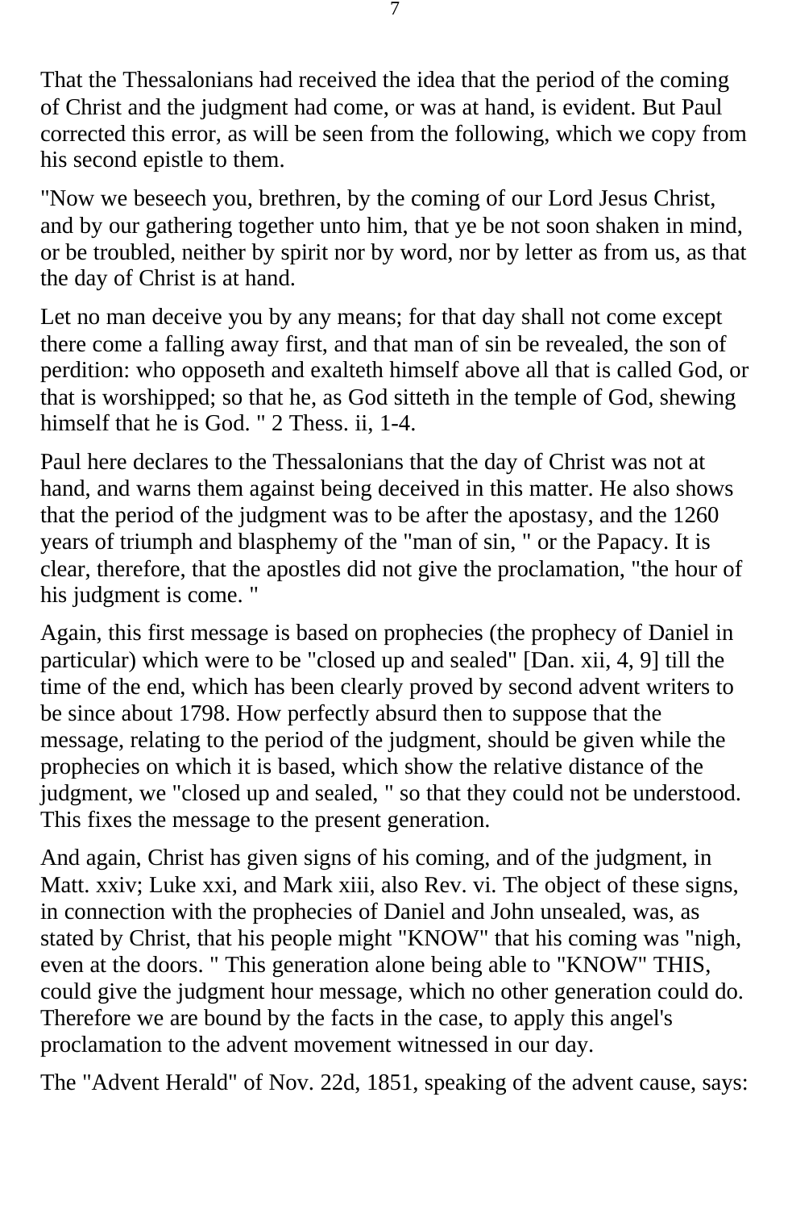That the Thessalonians had received the idea that the period of the coming of Christ and the judgment had come, or was at hand, is evident. But Paul corrected this error, as will be seen from the following, which we copy from his second epistle to them.

"Now we beseech you, brethren, by the coming of our Lord Jesus Christ, and by our gathering together unto him, that ye be not soon shaken in mind, or be troubled, neither by spirit nor by word, nor by letter as from us, as that the day of Christ is at hand.

Let no man deceive you by any means; for that day shall not come except there come a falling away first, and that man of sin be revealed, the son of perdition: who opposeth and exalteth himself above all that is called God, or that is worshipped; so that he, as God sitteth in the temple of God, shewing himself that he is God. " 2 Thess. ii, 1-4.

Paul here declares to the Thessalonians that the day of Christ was not at hand, and warns them against being deceived in this matter. He also shows that the period of the judgment was to be after the apostasy, and the 1260 years of triumph and blasphemy of the "man of sin, " or the Papacy. It is clear, therefore, that the apostles did not give the proclamation, "the hour of his judgment is come. "

Again, this first message is based on prophecies (the prophecy of Daniel in particular) which were to be "closed up and sealed" [Dan. xii, 4, 9] till the time of the end, which has been clearly proved by second advent writers to be since about 1798. How perfectly absurd then to suppose that the message, relating to the period of the judgment, should be given while the prophecies on which it is based, which show the relative distance of the judgment, we "closed up and sealed, " so that they could not be understood. This fixes the message to the present generation.

And again, Christ has given signs of his coming, and of the judgment, in Matt. xxiv; Luke xxi, and Mark xiii, also Rev. vi. The object of these signs, in connection with the prophecies of Daniel and John unsealed, was, as stated by Christ, that his people might "KNOW" that his coming was "nigh, even at the doors. " This generation alone being able to "KNOW" THIS, could give the judgment hour message, which no other generation could do. Therefore we are bound by the facts in the case, to apply this angel's proclamation to the advent movement witnessed in our day.

The "Advent Herald" of Nov. 22d, 1851, speaking of the advent cause, says: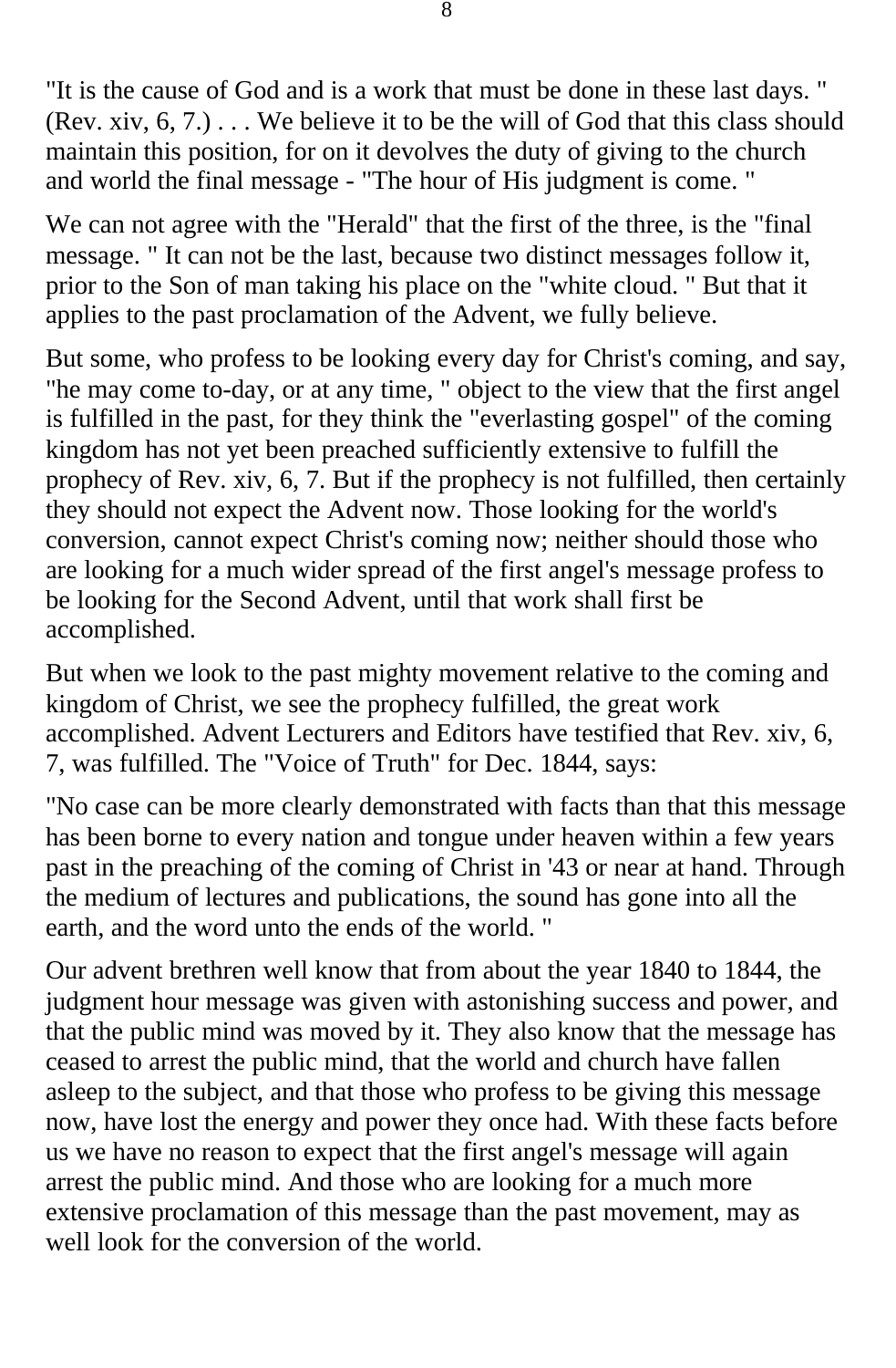"It is the cause of God and is a work that must be done in these last days. " (Rev. xiv, 6, 7.) . . . We believe it to be the will of God that this class should maintain this position, for on it devolves the duty of giving to the church and world the final message - "The hour of His judgment is come. "

We can not agree with the "Herald" that the first of the three, is the "final message. " It can not be the last, because two distinct messages follow it, prior to the Son of man taking his place on the "white cloud. " But that it applies to the past proclamation of the Advent, we fully believe.

But some, who profess to be looking every day for Christ's coming, and say, "he may come to-day, or at any time, " object to the view that the first angel is fulfilled in the past, for they think the "everlasting gospel" of the coming kingdom has not yet been preached sufficiently extensive to fulfill the prophecy of Rev. xiv, 6, 7. But if the prophecy is not fulfilled, then certainly they should not expect the Advent now. Those looking for the world's conversion, cannot expect Christ's coming now; neither should those who are looking for a much wider spread of the first angel's message profess to be looking for the Second Advent, until that work shall first be accomplished.

But when we look to the past mighty movement relative to the coming and kingdom of Christ, we see the prophecy fulfilled, the great work accomplished. Advent Lecturers and Editors have testified that Rev. xiv, 6, 7, was fulfilled. The "Voice of Truth" for Dec. 1844, says:

"No case can be more clearly demonstrated with facts than that this message has been borne to every nation and tongue under heaven within a few years past in the preaching of the coming of Christ in '43 or near at hand. Through the medium of lectures and publications, the sound has gone into all the earth, and the word unto the ends of the world. "

Our advent brethren well know that from about the year 1840 to 1844, the judgment hour message was given with astonishing success and power, and that the public mind was moved by it. They also know that the message has ceased to arrest the public mind, that the world and church have fallen asleep to the subject, and that those who profess to be giving this message now, have lost the energy and power they once had. With these facts before us we have no reason to expect that the first angel's message will again arrest the public mind. And those who are looking for a much more extensive proclamation of this message than the past movement, may as well look for the conversion of the world.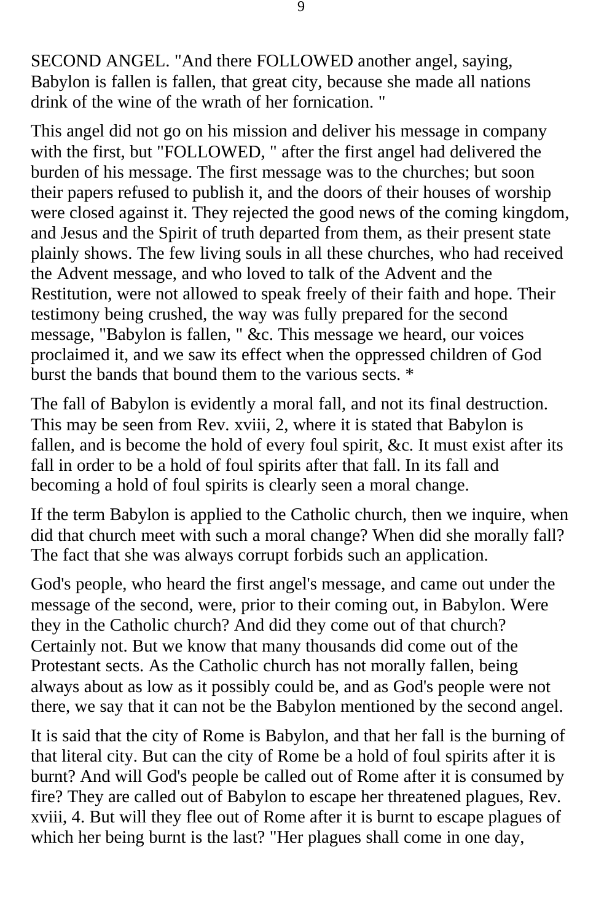SECOND ANGEL. "And there FOLLOWED another angel, saying, Babylon is fallen is fallen, that great city, because she made all nations drink of the wine of the wrath of her fornication. "

This angel did not go on his mission and deliver his message in company with the first, but "FOLLOWED, " after the first angel had delivered the burden of his message. The first message was to the churches; but soon their papers refused to publish it, and the doors of their houses of worship were closed against it. They rejected the good news of the coming kingdom, and Jesus and the Spirit of truth departed from them, as their present state plainly shows. The few living souls in all these churches, who had received the Advent message, and who loved to talk of the Advent and the Restitution, were not allowed to speak freely of their faith and hope. Their testimony being crushed, the way was fully prepared for the second message, "Babylon is fallen, " &c. This message we heard, our voices proclaimed it, and we saw its effect when the oppressed children of God burst the bands that bound them to the various sects. *

The fall of Babylon is evidently a moral fall, and not its final destruction. This may be seen from Rev. xviii, 2, where it is stated that Babylon is fallen, and is become the hold of every foul spirit, &c. It must exist after its fall in order to be a hold of foul spirits after that fall. In its fall and becoming a hold of foul spirits is clearly seen a moral change.

If the term Babylon is applied to the Catholic church, then we inquire, when did that church meet with such a moral change? When did she morally fall? The fact that she was always corrupt forbids such an application.

God's people, who heard the first angel's message, and came out under the message of the second, were, prior to their coming out, in Babylon. Were they in the Catholic church? And did they come out of that church? Certainly not. But we know that many thousands did come out of the Protestant sects. As the Catholic church has not morally fallen, being always about as low as it possibly could be, and as God's people were not there, we say that it can not be the Babylon mentioned by the second angel.

It is said that the city of Rome is Babylon, and that her fall is the burning of that literal city. But can the city of Rome be a hold of foul spirits after it is burnt? And will God's people be called out of Rome after it is consumed by fire? They are called out of Babylon to escape her threatened plagues, Rev. xviii, 4. But will they flee out of Rome after it is burnt to escape plagues of which her being burnt is the last? "Her plagues shall come in one day,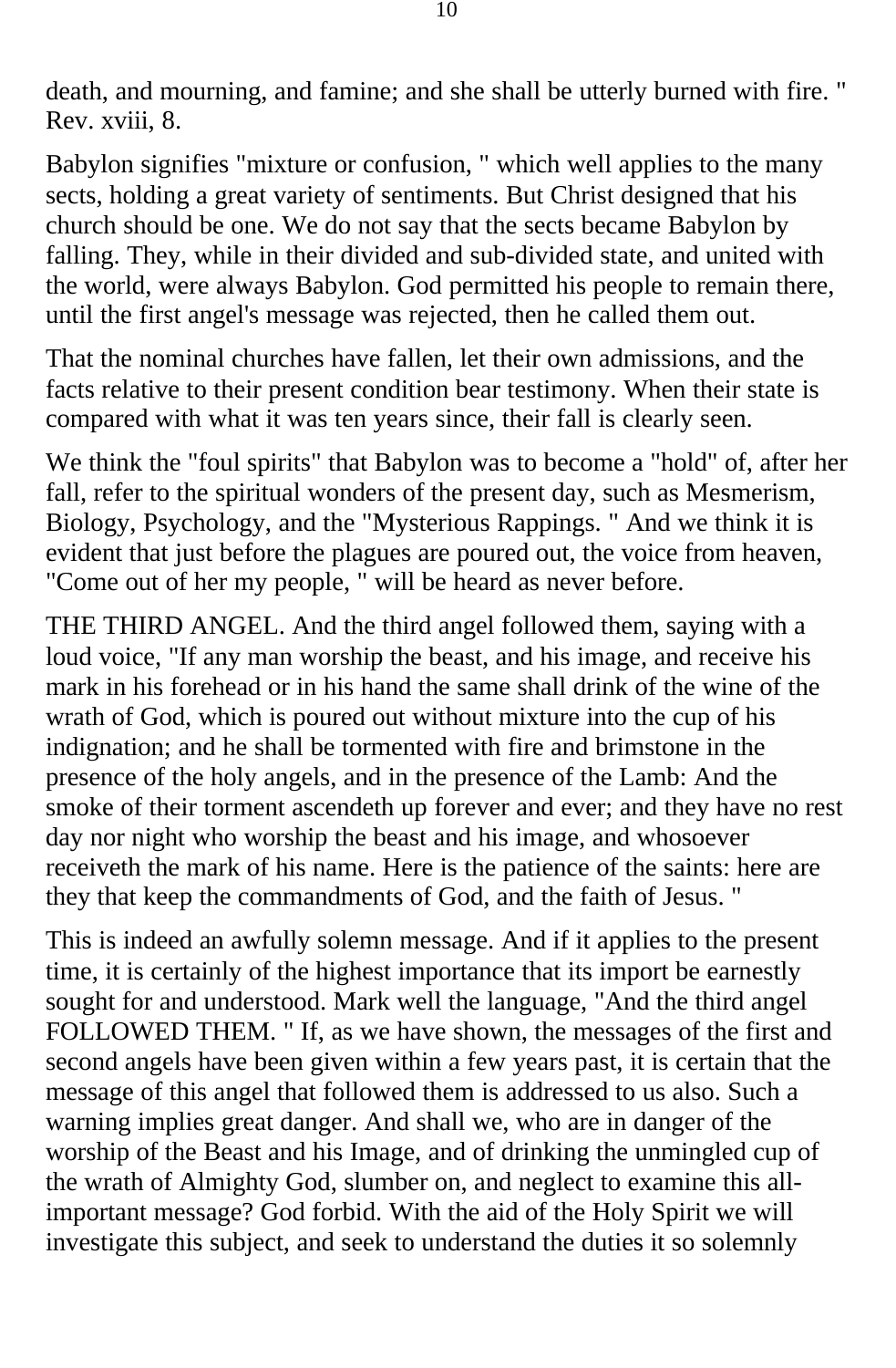death, and mourning, and famine; and she shall be utterly burned with fire. " Rev. xviii, 8.

Babylon signifies "mixture or confusion, " which well applies to the many sects, holding a great variety of sentiments. But Christ designed that his church should be one. We do not say that the sects became Babylon by falling. They, while in their divided and sub-divided state, and united with the world, were always Babylon. God permitted his people to remain there, until the first angel's message was rejected, then he called them out.

That the nominal churches have fallen, let their own admissions, and the facts relative to their present condition bear testimony. When their state is compared with what it was ten years since, their fall is clearly seen.

We think the "foul spirits" that Babylon was to become a "hold" of, after her fall, refer to the spiritual wonders of the present day, such as Mesmerism, Biology, Psychology, and the "Mysterious Rappings. " And we think it is evident that just before the plagues are poured out, the voice from heaven, "Come out of her my people, " will be heard as never before.

THE THIRD ANGEL. And the third angel followed them, saying with a loud voice, "If any man worship the beast, and his image, and receive his mark in his forehead or in his hand the same shall drink of the wine of the wrath of God, which is poured out without mixture into the cup of his indignation; and he shall be tormented with fire and brimstone in the presence of the holy angels, and in the presence of the Lamb: And the smoke of their torment ascendeth up forever and ever; and they have no rest day nor night who worship the beast and his image, and whosoever receiveth the mark of his name. Here is the patience of the saints: here are they that keep the commandments of God, and the faith of Jesus. "

This is indeed an awfully solemn message. And if it applies to the present time, it is certainly of the highest importance that its import be earnestly sought for and understood. Mark well the language, "And the third angel FOLLOWED THEM. " If, as we have shown, the messages of the first and second angels have been given within a few years past, it is certain that the message of this angel that followed them is addressed to us also. Such a warning implies great danger. And shall we, who are in danger of the worship of the Beast and his Image, and of drinking the unmingled cup of the wrath of Almighty God, slumber on, and neglect to examine this all-important message? God forbid. With the aid of the Holy Spirit we will investigate this subject, and seek to understand the duties it so solemnly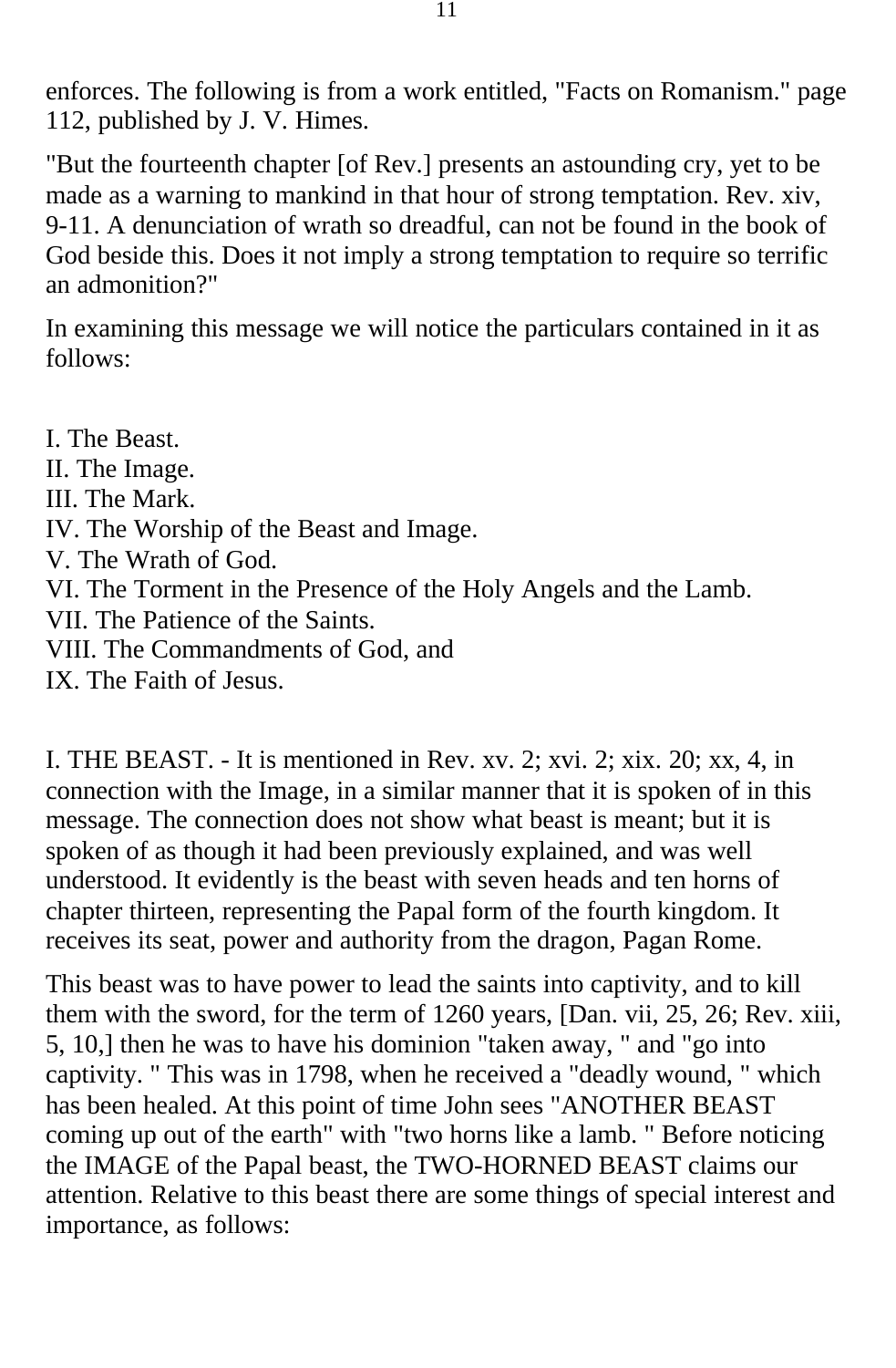enforces. The following is from a work entitled, "Facts on Romanism." page 112, published by J. V. Himes.

"But the fourteenth chapter [of Rev.] presents an astounding cry, yet to be made as a warning to mankind in that hour of strong temptation. Rev. xiv, 9-11. A denunciation of wrath so dreadful, can not be found in the book of God beside this. Does it not imply a strong temptation to require so terrific an admonition?"

In examining this message we will notice the particulars contained in it as follows:

I. The Beast.
II. The Image.
III. The Mark.
IV. The Worship of the Beast and Image.
V. The Wrath of God.
VI. The Torment in the Presence of the Holy Angels and the Lamb.
VII. The Patience of the Saints.
VIII. The Commandments of God, and
IX. The Faith of Jesus.

I. THE BEAST. - It is mentioned in Rev. xv. 2; xvi. 2; xix. 20; xx, 4, in connection with the Image, in a similar manner that it is spoken of in this message. The connection does not show what beast is meant; but it is spoken of as though it had been previously explained, and was well understood. It evidently is the beast with seven heads and ten horns of chapter thirteen, representing the Papal form of the fourth kingdom. It receives its seat, power and authority from the dragon, Pagan Rome.

This beast was to have power to lead the saints into captivity, and to kill them with the sword, for the term of 1260 years, [Dan. vii, 25, 26; Rev. xiii, 5, 10,] then he was to have his dominion "taken away, " and "go into captivity. " This was in 1798, when he received a "deadly wound, " which has been healed. At this point of time John sees "ANOTHER BEAST coming up out of the earth" with "two horns like a lamb. " Before noticing the IMAGE of the Papal beast, the TWO-HORNED BEAST claims our attention. Relative to this beast there are some things of special interest and importance, as follows: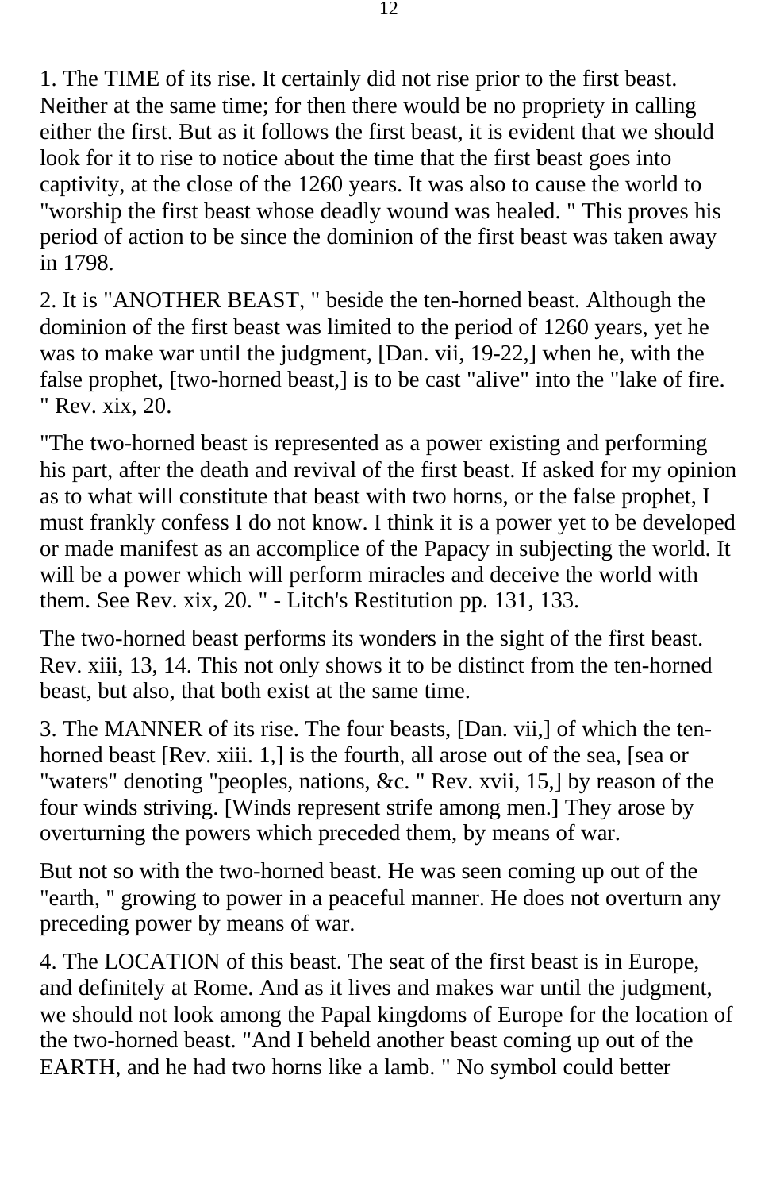1. The TIME of its rise. It certainly did not rise prior to the first beast. Neither at the same time; for then there would be no propriety in calling either the first. But as it follows the first beast, it is evident that we should look for it to rise to notice about the time that the first beast goes into captivity, at the close of the 1260 years. It was also to cause the world to "worship the first beast whose deadly wound was healed. " This proves his period of action to be since the dominion of the first beast was taken away in 1798.

2. It is "ANOTHER BEAST, " beside the ten-horned beast. Although the dominion of the first beast was limited to the period of 1260 years, yet he was to make war until the judgment, [Dan. vii, 19-22,] when he, with the false prophet, [two-horned beast,] is to be cast "alive" into the "lake of fire. " Rev. xix, 20.

"The two-horned beast is represented as a power existing and performing his part, after the death and revival of the first beast. If asked for my opinion as to what will constitute that beast with two horns, or the false prophet, I must frankly confess I do not know. I think it is a power yet to be developed or made manifest as an accomplice of the Papacy in subjecting the world. It will be a power which will perform miracles and deceive the world with them. See Rev. xix, 20. " - Litch's Restitution pp. 131, 133.

The two-horned beast performs its wonders in the sight of the first beast. Rev. xiii, 13, 14. This not only shows it to be distinct from the ten-horned beast, but also, that both exist at the same time.

3. The MANNER of its rise. The four beasts, [Dan. vii,] of which the ten-horned beast [Rev. xiii. 1,] is the fourth, all arose out of the sea, [sea or "waters" denoting "peoples, nations, &c. " Rev. xvii, 15,] by reason of the four winds striving. [Winds represent strife among men.] They arose by overturning the powers which preceded them, by means of war.

But not so with the two-horned beast. He was seen coming up out of the "earth, " growing to power in a peaceful manner. He does not overturn any preceding power by means of war.

4. The LOCATION of this beast. The seat of the first beast is in Europe, and definitely at Rome. And as it lives and makes war until the judgment, we should not look among the Papal kingdoms of Europe for the location of the two-horned beast. "And I beheld another beast coming up out of the EARTH, and he had two horns like a lamb. " No symbol could better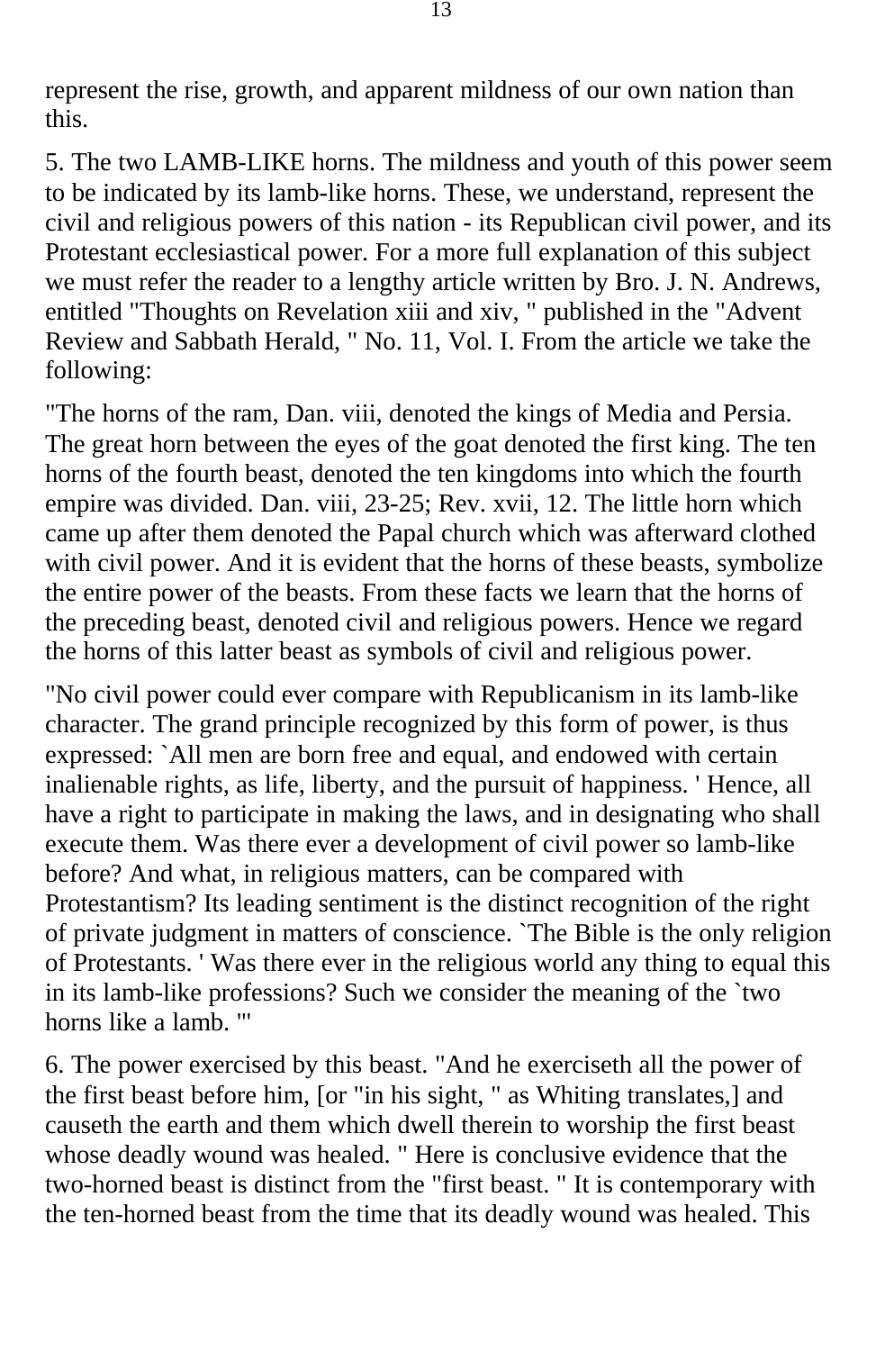represent the rise, growth, and apparent mildness of our own nation than this.

5. The two LAMB-LIKE horns. The mildness and youth of this power seem to be indicated by its lamb-like horns. These, we understand, represent the civil and religious powers of this nation - its Republican civil power, and its Protestant ecclesiastical power. For a more full explanation of this subject we must refer the reader to a lengthy article written by Bro. J. N. Andrews, entitled "Thoughts on Revelation xiii and xiv, " published in the "Advent Review and Sabbath Herald, " No. 11, Vol. I. From the article we take the following:

"The horns of the ram, Dan. viii, denoted the kings of Media and Persia. The great horn between the eyes of the goat denoted the first king. The ten horns of the fourth beast, denoted the ten kingdoms into which the fourth empire was divided. Dan. viii, 23-25; Rev. xvii, 12. The little horn which came up after them denoted the Papal church which was afterward clothed with civil power. And it is evident that the horns of these beasts, symbolize the entire power of the beasts. From these facts we learn that the horns of the preceding beast, denoted civil and religious powers. Hence we regard the horns of this latter beast as symbols of civil and religious power.

"No civil power could ever compare with Republicanism in its lamb-like character. The grand principle recognized by this form of power, is thus expressed: `All men are born free and equal, and endowed with certain inalienable rights, as life, liberty, and the pursuit of happiness. ' Hence, all have a right to participate in making the laws, and in designating who shall execute them. Was there ever a development of civil power so lamb-like before? And what, in religious matters, can be compared with Protestantism? Its leading sentiment is the distinct recognition of the right of private judgment in matters of conscience. `The Bible is the only religion of Protestants. ' Was there ever in the religious world any thing to equal this in its lamb-like professions? Such we consider the meaning of the `two horns like a lamb. '"

6. The power exercised by this beast. "And he exerciseth all the power of the first beast before him, [or "in his sight, " as Whiting translates,] and causeth the earth and them which dwell therein to worship the first beast whose deadly wound was healed. " Here is conclusive evidence that the two-horned beast is distinct from the "first beast. " It is contemporary with the ten-horned beast from the time that its deadly wound was healed. This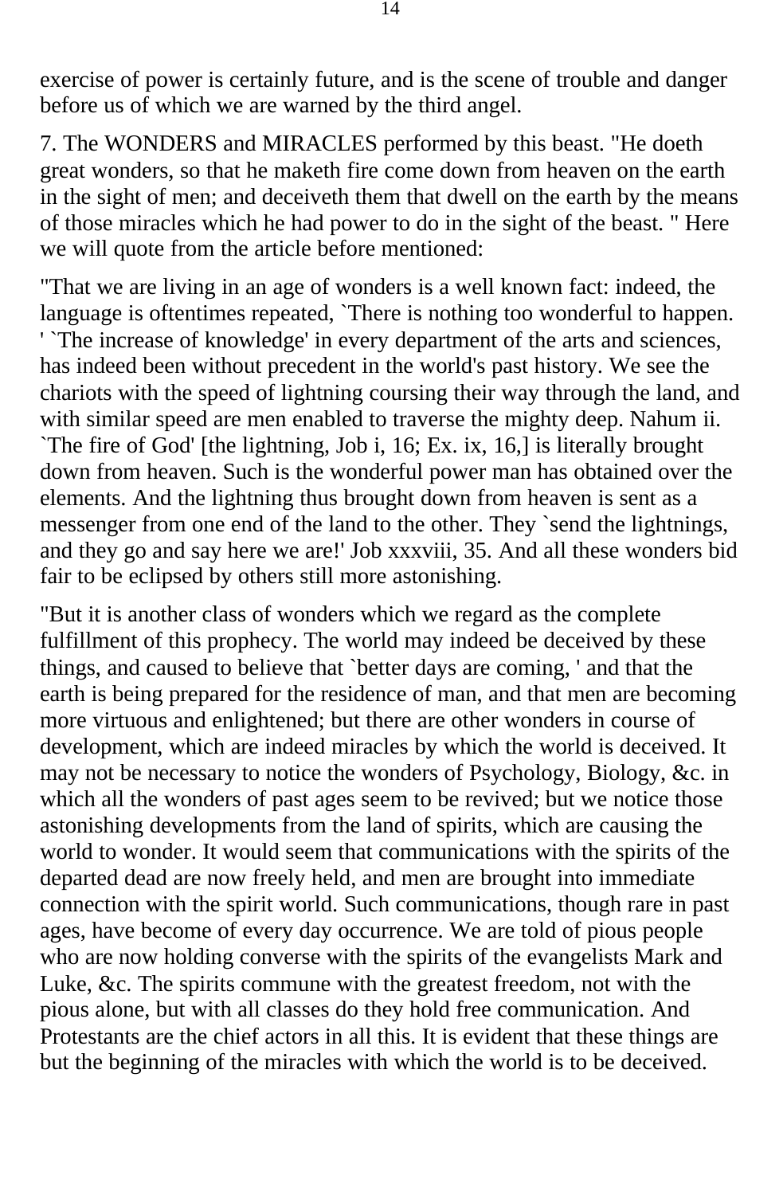exercise of power is certainly future, and is the scene of trouble and danger before us of which we are warned by the third angel.

7. The WONDERS and MIRACLES performed by this beast. "He doeth great wonders, so that he maketh fire come down from heaven on the earth in the sight of men; and deceiveth them that dwell on the earth by the means of those miracles which he had power to do in the sight of the beast. " Here we will quote from the article before mentioned:

"That we are living in an age of wonders is a well known fact: indeed, the language is oftentimes repeated, `There is nothing too wonderful to happen. ' `The increase of knowledge' in every department of the arts and sciences, has indeed been without precedent in the world's past history. We see the chariots with the speed of lightning coursing their way through the land, and with similar speed are men enabled to traverse the mighty deep. Nahum ii. `The fire of God' [the lightning, Job i, 16; Ex. ix, 16,] is literally brought down from heaven. Such is the wonderful power man has obtained over the elements. And the lightning thus brought down from heaven is sent as a messenger from one end of the land to the other. They `send the lightnings, and they go and say here we are!' Job xxxviii, 35. And all these wonders bid fair to be eclipsed by others still more astonishing.

"But it is another class of wonders which we regard as the complete fulfillment of this prophecy. The world may indeed be deceived by these things, and caused to believe that `better days are coming, ' and that the earth is being prepared for the residence of man, and that men are becoming more virtuous and enlightened; but there are other wonders in course of development, which are indeed miracles by which the world is deceived. It may not be necessary to notice the wonders of Psychology, Biology, &c. in which all the wonders of past ages seem to be revived; but we notice those astonishing developments from the land of spirits, which are causing the world to wonder. It would seem that communications with the spirits of the departed dead are now freely held, and men are brought into immediate connection with the spirit world. Such communications, though rare in past ages, have become of every day occurrence. We are told of pious people who are now holding converse with the spirits of the evangelists Mark and Luke, &c. The spirits commune with the greatest freedom, not with the pious alone, but with all classes do they hold free communication. And Protestants are the chief actors in all this. It is evident that these things are but the beginning of the miracles with which the world is to be deceived.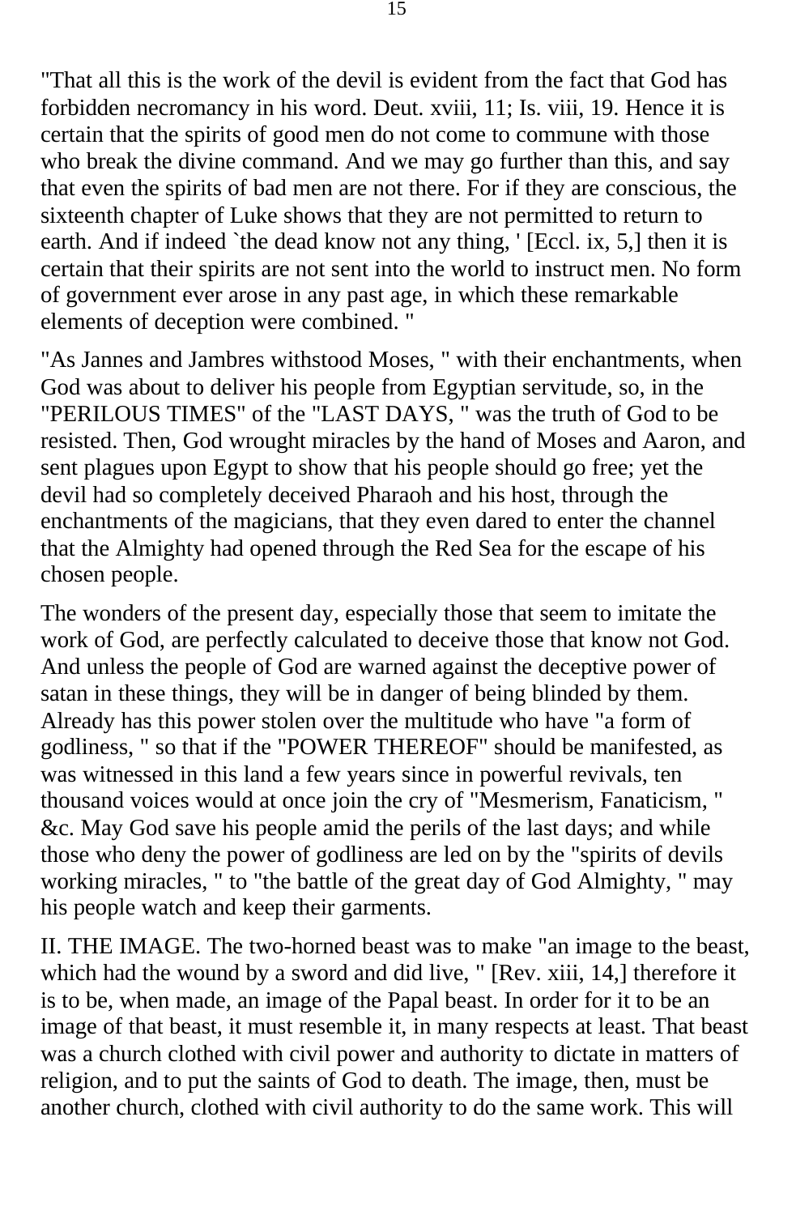"That all this is the work of the devil is evident from the fact that God has forbidden necromancy in his word. Deut. xviii, 11; Is. viii, 19. Hence it is certain that the spirits of good men do not come to commune with those who break the divine command. And we may go further than this, and say that even the spirits of bad men are not there. For if they are conscious, the sixteenth chapter of Luke shows that they are not permitted to return to earth. And if indeed `the dead know not any thing, ' [Eccl. ix, 5,] then it is certain that their spirits are not sent into the world to instruct men. No form of government ever arose in any past age, in which these remarkable elements of deception were combined. "

"As Jannes and Jambres withstood Moses, " with their enchantments, when God was about to deliver his people from Egyptian servitude, so, in the "PERILOUS TIMES" of the "LAST DAYS, " was the truth of God to be resisted. Then, God wrought miracles by the hand of Moses and Aaron, and sent plagues upon Egypt to show that his people should go free; yet the devil had so completely deceived Pharaoh and his host, through the enchantments of the magicians, that they even dared to enter the channel that the Almighty had opened through the Red Sea for the escape of his chosen people.

The wonders of the present day, especially those that seem to imitate the work of God, are perfectly calculated to deceive those that know not God. And unless the people of God are warned against the deceptive power of satan in these things, they will be in danger of being blinded by them. Already has this power stolen over the multitude who have "a form of godliness, " so that if the "POWER THEREOF" should be manifested, as was witnessed in this land a few years since in powerful revivals, ten thousand voices would at once join the cry of "Mesmerism, Fanaticism, " &c. May God save his people amid the perils of the last days; and while those who deny the power of godliness are led on by the "spirits of devils working miracles, " to "the battle of the great day of God Almighty, " may his people watch and keep their garments.

II. THE IMAGE. The two-horned beast was to make "an image to the beast, which had the wound by a sword and did live, " [Rev. xiii, 14,] therefore it is to be, when made, an image of the Papal beast. In order for it to be an image of that beast, it must resemble it, in many respects at least. That beast was a church clothed with civil power and authority to dictate in matters of religion, and to put the saints of God to death. The image, then, must be another church, clothed with civil authority to do the same work. This will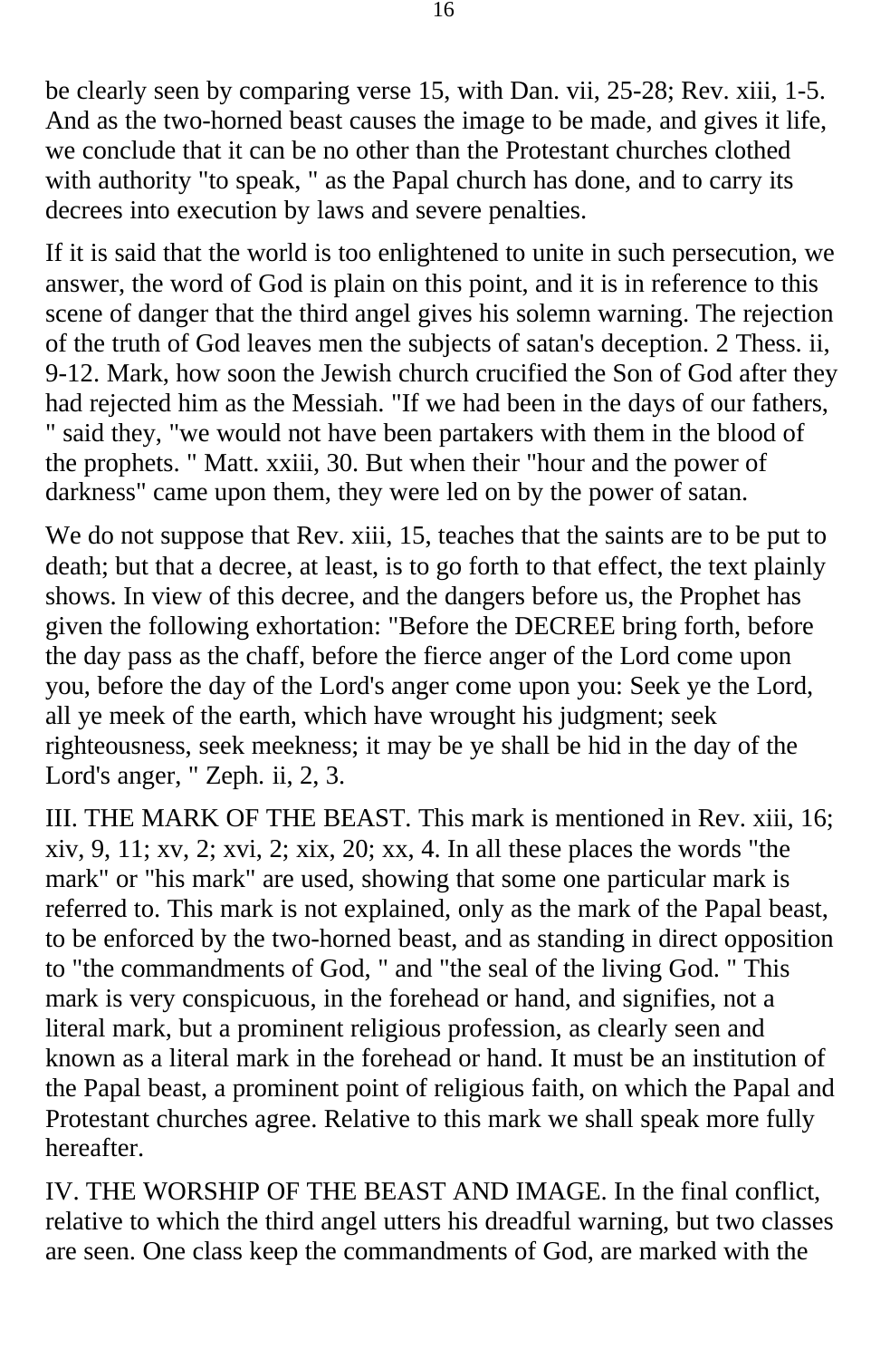be clearly seen by comparing verse 15, with Dan. vii, 25-28; Rev. xiii, 1-5. And as the two-horned beast causes the image to be made, and gives it life, we conclude that it can be no other than the Protestant churches clothed with authority "to speak, " as the Papal church has done, and to carry its decrees into execution by laws and severe penalties.

If it is said that the world is too enlightened to unite in such persecution, we answer, the word of God is plain on this point, and it is in reference to this scene of danger that the third angel gives his solemn warning. The rejection of the truth of God leaves men the subjects of satan's deception. 2 Thess. ii, 9-12. Mark, how soon the Jewish church crucified the Son of God after they had rejected him as the Messiah. "If we had been in the days of our fathers, " said they, "we would not have been partakers with them in the blood of the prophets. " Matt. xxiii, 30. But when their "hour and the power of darkness" came upon them, they were led on by the power of satan.

We do not suppose that Rev. xiii, 15, teaches that the saints are to be put to death; but that a decree, at least, is to go forth to that effect, the text plainly shows. In view of this decree, and the dangers before us, the Prophet has given the following exhortation: "Before the DECREE bring forth, before the day pass as the chaff, before the fierce anger of the Lord come upon you, before the day of the Lord's anger come upon you: Seek ye the Lord, all ye meek of the earth, which have wrought his judgment; seek righteousness, seek meekness; it may be ye shall be hid in the day of the Lord's anger, " Zeph. ii, 2, 3.

III. THE MARK OF THE BEAST. This mark is mentioned in Rev. xiii, 16; xiv, 9, 11; xv, 2; xvi, 2; xix, 20; xx, 4. In all these places the words "the mark" or "his mark" are used, showing that some one particular mark is referred to. This mark is not explained, only as the mark of the Papal beast, to be enforced by the two-horned beast, and as standing in direct opposition to "the commandments of God, " and "the seal of the living God. " This mark is very conspicuous, in the forehead or hand, and signifies, not a literal mark, but a prominent religious profession, as clearly seen and known as a literal mark in the forehead or hand. It must be an institution of the Papal beast, a prominent point of religious faith, on which the Papal and Protestant churches agree. Relative to this mark we shall speak more fully hereafter.

IV. THE WORSHIP OF THE BEAST AND IMAGE. In the final conflict, relative to which the third angel utters his dreadful warning, but two classes are seen. One class keep the commandments of God, are marked with the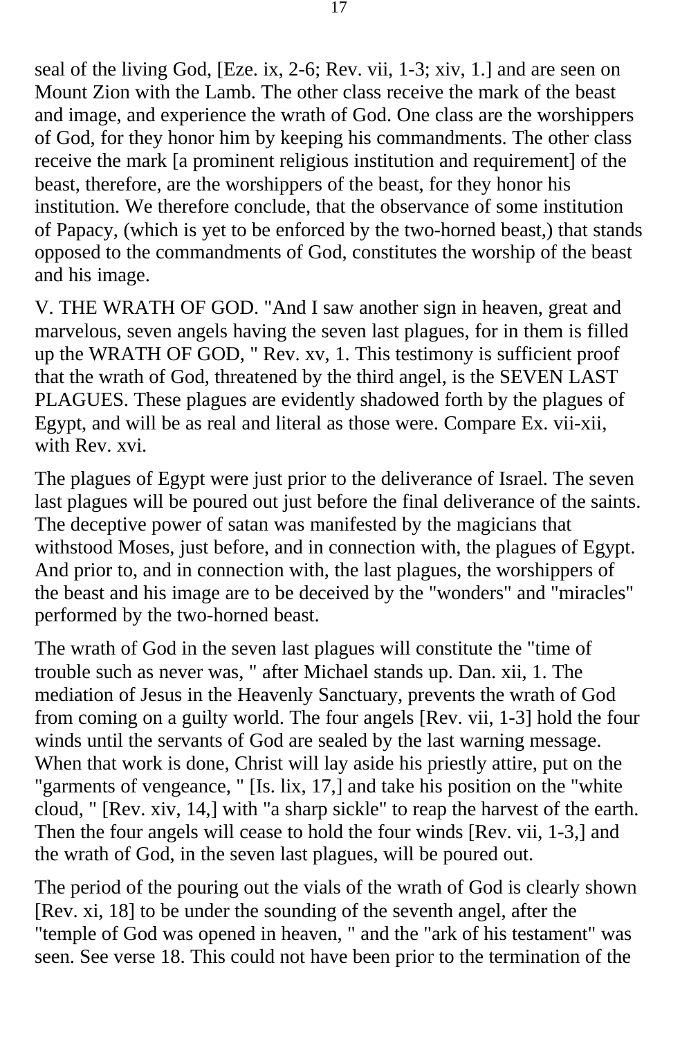seal of the living God, [Eze. ix, 2-6; Rev. vii, 1-3; xiv, 1.] and are seen on Mount Zion with the Lamb. The other class receive the mark of the beast and image, and experience the wrath of God. One class are the worshippers of God, for they honor him by keeping his commandments. The other class receive the mark [a prominent religious institution and requirement] of the beast, therefore, are the worshippers of the beast, for they honor his institution. We therefore conclude, that the observance of some institution of Papacy, (which is yet to be enforced by the two-horned beast,) that stands opposed to the commandments of God, constitutes the worship of the beast and his image.

V. THE WRATH OF GOD. "And I saw another sign in heaven, great and marvelous, seven angels having the seven last plagues, for in them is filled up the WRATH OF GOD, " Rev. xv, 1. This testimony is sufficient proof that the wrath of God, threatened by the third angel, is the SEVEN LAST PLAGUES. These plagues are evidently shadowed forth by the plagues of Egypt, and will be as real and literal as those were. Compare Ex. vii-xii, with Rev. xvi.

The plagues of Egypt were just prior to the deliverance of Israel. The seven last plagues will be poured out just before the final deliverance of the saints. The deceptive power of satan was manifested by the magicians that withstood Moses, just before, and in connection with, the plagues of Egypt. And prior to, and in connection with, the last plagues, the worshippers of the beast and his image are to be deceived by the "wonders" and "miracles" performed by the two-horned beast.

The wrath of God in the seven last plagues will constitute the "time of trouble such as never was, " after Michael stands up. Dan. xii, 1. The mediation of Jesus in the Heavenly Sanctuary, prevents the wrath of God from coming on a guilty world. The four angels [Rev. vii, 1-3] hold the four winds until the servants of God are sealed by the last warning message. When that work is done, Christ will lay aside his priestly attire, put on the "garments of vengeance, " [Is. lix, 17,] and take his position on the "white cloud, " [Rev. xiv, 14,] with "a sharp sickle" to reap the harvest of the earth. Then the four angels will cease to hold the four winds [Rev. vii, 1-3,] and the wrath of God, in the seven last plagues, will be poured out.

The period of the pouring out the vials of the wrath of God is clearly shown [Rev. xi, 18] to be under the sounding of the seventh angel, after the "temple of God was opened in heaven, " and the "ark of his testament" was seen. See verse 18. This could not have been prior to the termination of the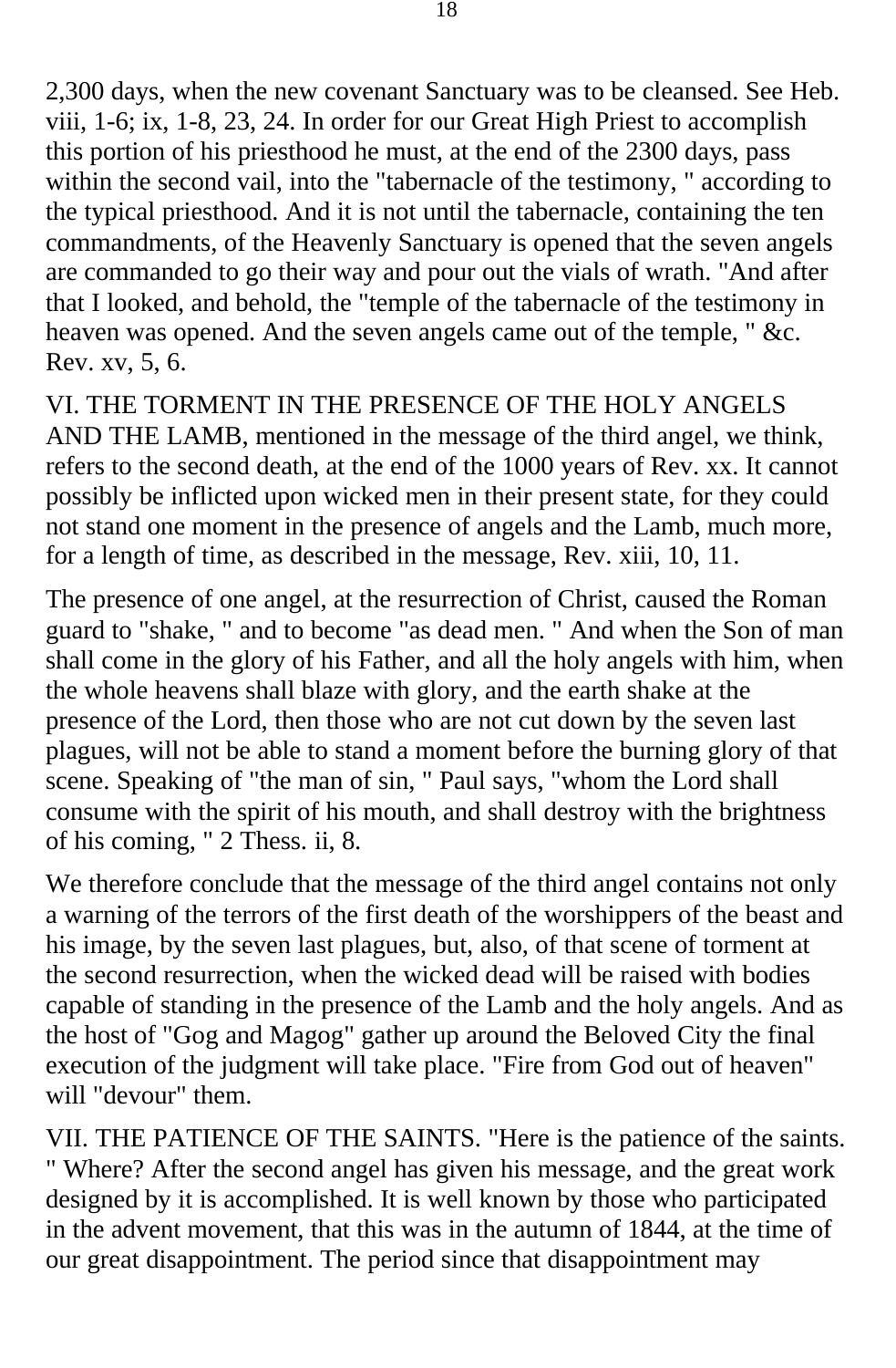2,300 days, when the new covenant Sanctuary was to be cleansed. See Heb. viii, 1-6; ix, 1-8, 23, 24. In order for our Great High Priest to accomplish this portion of his priesthood he must, at the end of the 2300 days, pass within the second vail, into the "tabernacle of the testimony, " according to the typical priesthood. And it is not until the tabernacle, containing the ten commandments, of the Heavenly Sanctuary is opened that the seven angels are commanded to go their way and pour out the vials of wrath. "And after that I looked, and behold, the "temple of the tabernacle of the testimony in heaven was opened. And the seven angels came out of the temple, " &c. Rev. xv, 5, 6.

VI. THE TORMENT IN THE PRESENCE OF THE HOLY ANGELS AND THE LAMB, mentioned in the message of the third angel, we think, refers to the second death, at the end of the 1000 years of Rev. xx. It cannot possibly be inflicted upon wicked men in their present state, for they could not stand one moment in the presence of angels and the Lamb, much more, for a length of time, as described in the message, Rev. xiii, 10, 11.

The presence of one angel, at the resurrection of Christ, caused the Roman guard to "shake, " and to become "as dead men. " And when the Son of man shall come in the glory of his Father, and all the holy angels with him, when the whole heavens shall blaze with glory, and the earth shake at the presence of the Lord, then those who are not cut down by the seven last plagues, will not be able to stand a moment before the burning glory of that scene. Speaking of "the man of sin, " Paul says, "whom the Lord shall consume with the spirit of his mouth, and shall destroy with the brightness of his coming, " 2 Thess. ii, 8.

We therefore conclude that the message of the third angel contains not only a warning of the terrors of the first death of the worshippers of the beast and his image, by the seven last plagues, but, also, of that scene of torment at the second resurrection, when the wicked dead will be raised with bodies capable of standing in the presence of the Lamb and the holy angels. And as the host of "Gog and Magog" gather up around the Beloved City the final execution of the judgment will take place. "Fire from God out of heaven" will "devour" them.

VII. THE PATIENCE OF THE SAINTS. "Here is the patience of the saints. " Where? After the second angel has given his message, and the great work designed by it is accomplished. It is well known by those who participated in the advent movement, that this was in the autumn of 1844, at the time of our great disappointment. The period since that disappointment may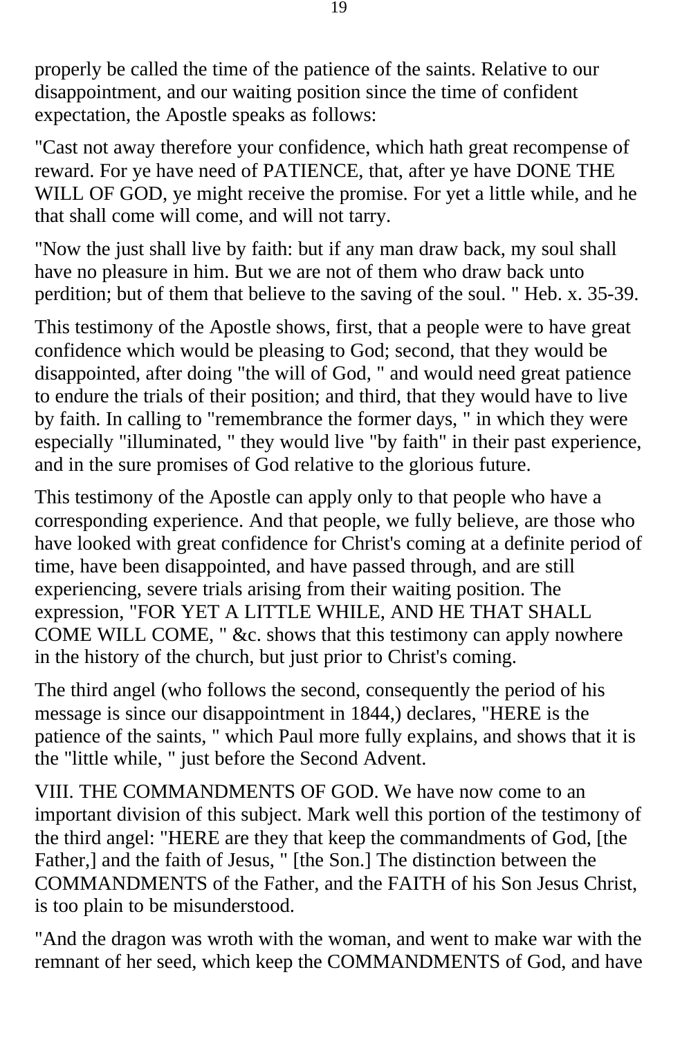properly be called the time of the patience of the saints. Relative to our disappointment, and our waiting position since the time of confident expectation, the Apostle speaks as follows:

"Cast not away therefore your confidence, which hath great recompense of reward. For ye have need of PATIENCE, that, after ye have DONE THE WILL OF GOD, ye might receive the promise. For yet a little while, and he that shall come will come, and will not tarry.

"Now the just shall live by faith: but if any man draw back, my soul shall have no pleasure in him. But we are not of them who draw back unto perdition; but of them that believe to the saving of the soul. " Heb. x. 35-39.

This testimony of the Apostle shows, first, that a people were to have great confidence which would be pleasing to God; second, that they would be disappointed, after doing "the will of God, " and would need great patience to endure the trials of their position; and third, that they would have to live by faith. In calling to "remembrance the former days, " in which they were especially "illuminated, " they would live "by faith" in their past experience, and in the sure promises of God relative to the glorious future.

This testimony of the Apostle can apply only to that people who have a corresponding experience. And that people, we fully believe, are those who have looked with great confidence for Christ's coming at a definite period of time, have been disappointed, and have passed through, and are still experiencing, severe trials arising from their waiting position. The expression, "FOR YET A LITTLE WHILE, AND HE THAT SHALL COME WILL COME, " &c. shows that this testimony can apply nowhere in the history of the church, but just prior to Christ's coming.

The third angel (who follows the second, consequently the period of his message is since our disappointment in 1844,) declares, "HERE is the patience of the saints, " which Paul more fully explains, and shows that it is the "little while, " just before the Second Advent.

VIII. THE COMMANDMENTS OF GOD. We have now come to an important division of this subject. Mark well this portion of the testimony of the third angel: "HERE are they that keep the commandments of God, [the Father,] and the faith of Jesus, " [the Son.] The distinction between the COMMANDMENTS of the Father, and the FAITH of his Son Jesus Christ, is too plain to be misunderstood.

"And the dragon was wroth with the woman, and went to make war with the remnant of her seed, which keep the COMMANDMENTS of God, and have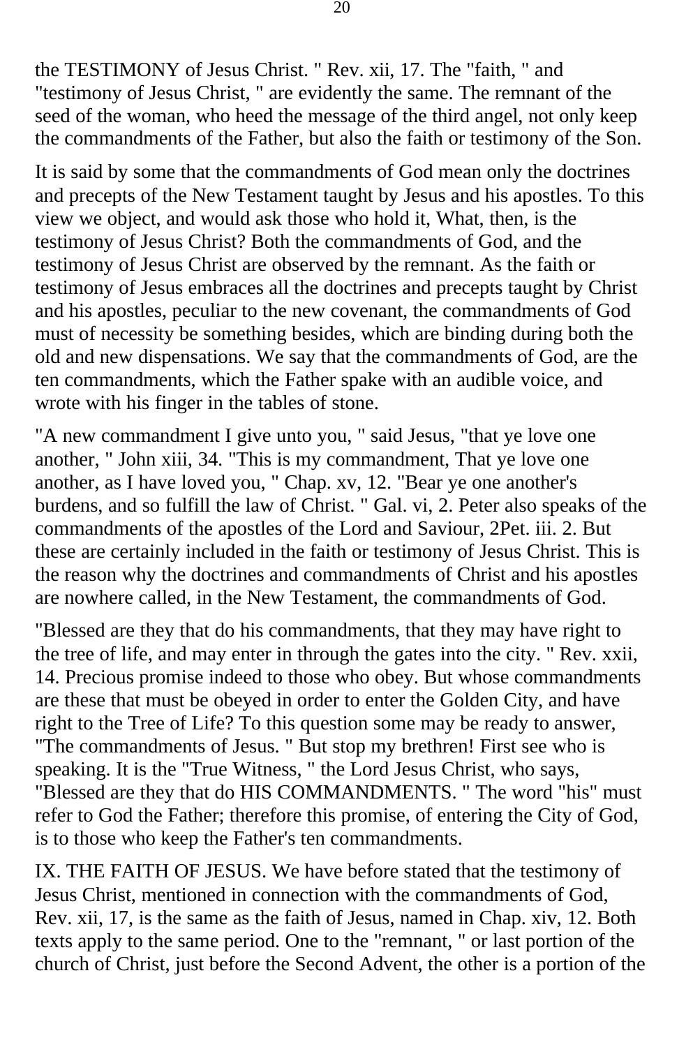the TESTIMONY of Jesus Christ. " Rev. xii, 17. The "faith, " and "testimony of Jesus Christ, " are evidently the same. The remnant of the seed of the woman, who heed the message of the third angel, not only keep the commandments of the Father, but also the faith or testimony of the Son.

It is said by some that the commandments of God mean only the doctrines and precepts of the New Testament taught by Jesus and his apostles. To this view we object, and would ask those who hold it, What, then, is the testimony of Jesus Christ? Both the commandments of God, and the testimony of Jesus Christ are observed by the remnant. As the faith or testimony of Jesus embraces all the doctrines and precepts taught by Christ and his apostles, peculiar to the new covenant, the commandments of God must of necessity be something besides, which are binding during both the old and new dispensations. We say that the commandments of God, are the ten commandments, which the Father spake with an audible voice, and wrote with his finger in the tables of stone.

"A new commandment I give unto you, " said Jesus, "that ye love one another, " John xiii, 34. "This is my commandment, That ye love one another, as I have loved you, " Chap. xv, 12. "Bear ye one another's burdens, and so fulfill the law of Christ. " Gal. vi, 2. Peter also speaks of the commandments of the apostles of the Lord and Saviour, 2Pet. iii. 2. But these are certainly included in the faith or testimony of Jesus Christ. This is the reason why the doctrines and commandments of Christ and his apostles are nowhere called, in the New Testament, the commandments of God.

"Blessed are they that do his commandments, that they may have right to the tree of life, and may enter in through the gates into the city. " Rev. xxii, 14. Precious promise indeed to those who obey. But whose commandments are these that must be obeyed in order to enter the Golden City, and have right to the Tree of Life? To this question some may be ready to answer, "The commandments of Jesus. " But stop my brethren! First see who is speaking. It is the "True Witness, " the Lord Jesus Christ, who says, "Blessed are they that do HIS COMMANDMENTS. " The word "his" must refer to God the Father; therefore this promise, of entering the City of God, is to those who keep the Father's ten commandments.

IX. THE FAITH OF JESUS. We have before stated that the testimony of Jesus Christ, mentioned in connection with the commandments of God, Rev. xii, 17, is the same as the faith of Jesus, named in Chap. xiv, 12. Both texts apply to the same period. One to the "remnant, " or last portion of the church of Christ, just before the Second Advent, the other is a portion of the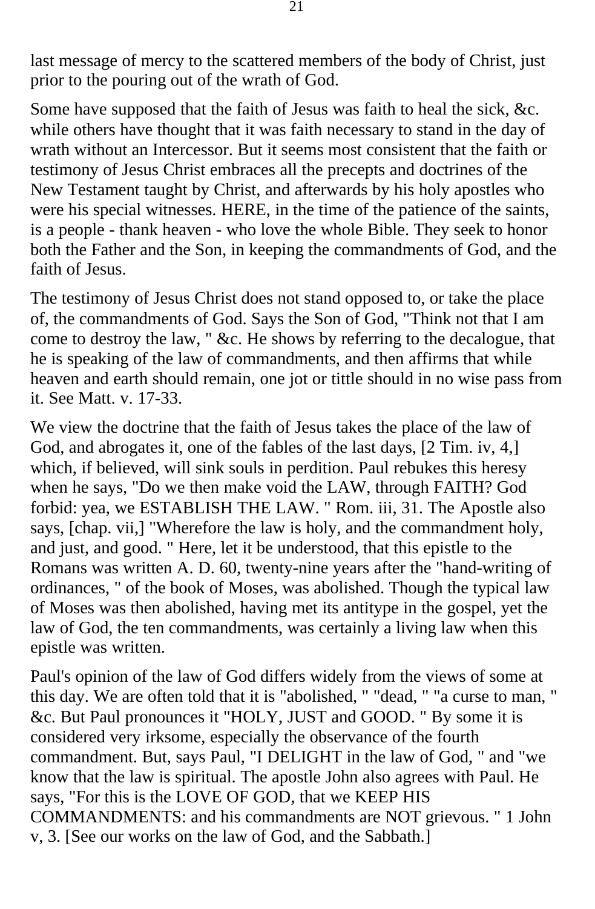last message of mercy to the scattered members of the body of Christ, just prior to the pouring out of the wrath of God.

Some have supposed that the faith of Jesus was faith to heal the sick, &c. while others have thought that it was faith necessary to stand in the day of wrath without an Intercessor. But it seems most consistent that the faith or testimony of Jesus Christ embraces all the precepts and doctrines of the New Testament taught by Christ, and afterwards by his holy apostles who were his special witnesses. HERE, in the time of the patience of the saints, is a people - thank heaven - who love the whole Bible. They seek to honor both the Father and the Son, in keeping the commandments of God, and the faith of Jesus.

The testimony of Jesus Christ does not stand opposed to, or take the place of, the commandments of God. Says the Son of God, "Think not that I am come to destroy the law, " &c. He shows by referring to the decalogue, that he is speaking of the law of commandments, and then affirms that while heaven and earth should remain, one jot or tittle should in no wise pass from it. See Matt. v. 17-33.

We view the doctrine that the faith of Jesus takes the place of the law of God, and abrogates it, one of the fables of the last days, [2 Tim. iv, 4,] which, if believed, will sink souls in perdition. Paul rebukes this heresy when he says, "Do we then make void the LAW, through FAITH? God forbid: yea, we ESTABLISH THE LAW. " Rom. iii, 31. The Apostle also says, [chap. vii,] "Wherefore the law is holy, and the commandment holy, and just, and good. " Here, let it be understood, that this epistle to the Romans was written A. D. 60, twenty-nine years after the "hand-writing of ordinances, " of the book of Moses, was abolished. Though the typical law of Moses was then abolished, having met its antitype in the gospel, yet the law of God, the ten commandments, was certainly a living law when this epistle was written.

Paul's opinion of the law of God differs widely from the views of some at this day. We are often told that it is "abolished, " "dead, " "a curse to man, " &c. But Paul pronounces it "HOLY, JUST and GOOD. " By some it is considered very irksome, especially the observance of the fourth commandment. But, says Paul, "I DELIGHT in the law of God, " and "we know that the law is spiritual. The apostle John also agrees with Paul. He says, "For this is the LOVE OF GOD, that we KEEP HIS COMMANDMENTS: and his commandments are NOT grievous. " 1 John v, 3. [See our works on the law of God, and the Sabbath.]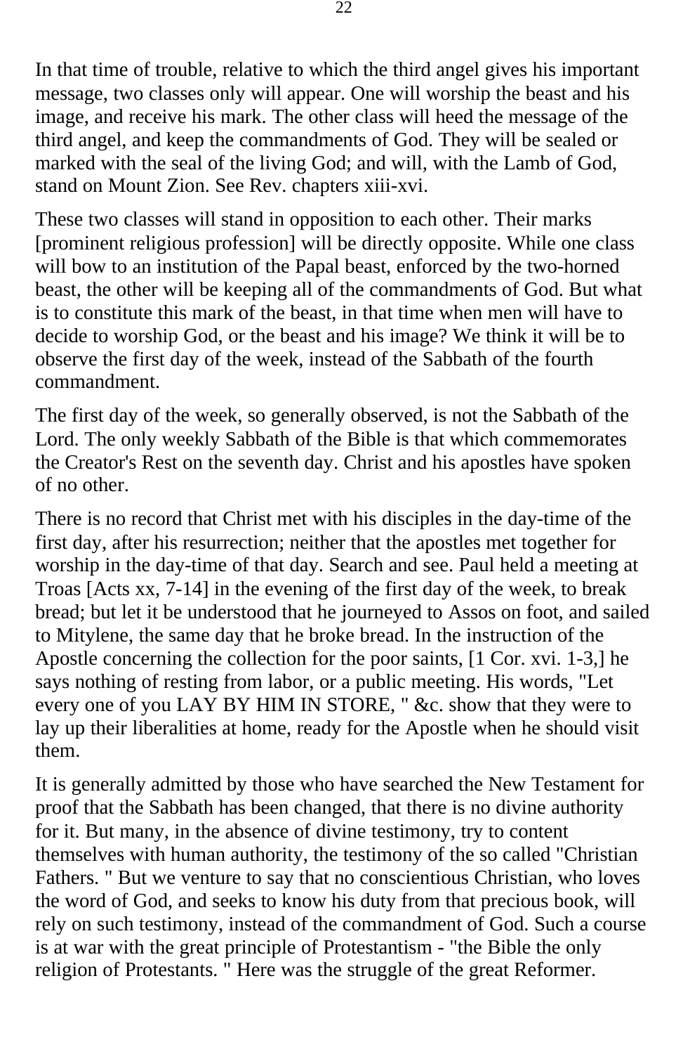In that time of trouble, relative to which the third angel gives his important message, two classes only will appear. One will worship the beast and his image, and receive his mark. The other class will heed the message of the third angel, and keep the commandments of God. They will be sealed or marked with the seal of the living God; and will, with the Lamb of God, stand on Mount Zion. See Rev. chapters xiii-xvi.

These two classes will stand in opposition to each other. Their marks [prominent religious profession] will be directly opposite. While one class will bow to an institution of the Papal beast, enforced by the two-horned beast, the other will be keeping all of the commandments of God. But what is to constitute this mark of the beast, in that time when men will have to decide to worship God, or the beast and his image? We think it will be to observe the first day of the week, instead of the Sabbath of the fourth commandment.

The first day of the week, so generally observed, is not the Sabbath of the Lord. The only weekly Sabbath of the Bible is that which commemorates the Creator's Rest on the seventh day. Christ and his apostles have spoken of no other.

There is no record that Christ met with his disciples in the day-time of the first day, after his resurrection; neither that the apostles met together for worship in the day-time of that day. Search and see. Paul held a meeting at Troas [Acts xx, 7-14] in the evening of the first day of the week, to break bread; but let it be understood that he journeyed to Assos on foot, and sailed to Mitylene, the same day that he broke bread. In the instruction of the Apostle concerning the collection for the poor saints, [1 Cor. xvi. 1-3,] he says nothing of resting from labor, or a public meeting. His words, "Let every one of you LAY BY HIM IN STORE, " &c. show that they were to lay up their liberalities at home, ready for the Apostle when he should visit them.

It is generally admitted by those who have searched the New Testament for proof that the Sabbath has been changed, that there is no divine authority for it. But many, in the absence of divine testimony, try to content themselves with human authority, the testimony of the so called "Christian Fathers. " But we venture to say that no conscientious Christian, who loves the word of God, and seeks to know his duty from that precious book, will rely on such testimony, instead of the commandment of God. Such a course is at war with the great principle of Protestantism - "the Bible the only religion of Protestants. " Here was the struggle of the great Reformer.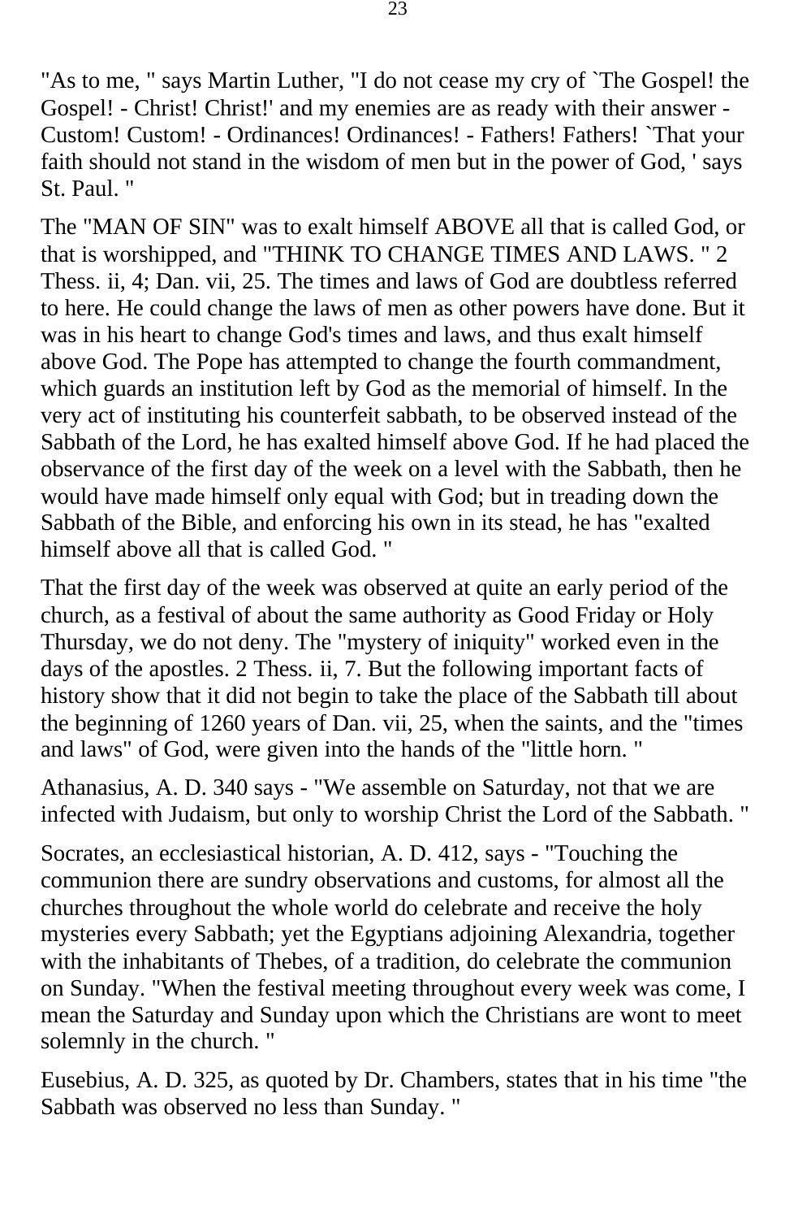"As to me, " says Martin Luther, "I do not cease my cry of `The Gospel! the Gospel! - Christ! Christ!' and my enemies are as ready with their answer - Custom! Custom! - Ordinances! Ordinances! - Fathers! Fathers! `That your faith should not stand in the wisdom of men but in the power of God, ' says St. Paul. "

The "MAN OF SIN" was to exalt himself ABOVE all that is called God, or that is worshipped, and "THINK TO CHANGE TIMES AND LAWS. " 2 Thess. ii, 4; Dan. vii, 25. The times and laws of God are doubtless referred to here. He could change the laws of men as other powers have done. But it was in his heart to change God's times and laws, and thus exalt himself above God. The Pope has attempted to change the fourth commandment, which guards an institution left by God as the memorial of himself. In the very act of instituting his counterfeit sabbath, to be observed instead of the Sabbath of the Lord, he has exalted himself above God. If he had placed the observance of the first day of the week on a level with the Sabbath, then he would have made himself only equal with God; but in treading down the Sabbath of the Bible, and enforcing his own in its stead, he has "exalted himself above all that is called God. "

That the first day of the week was observed at quite an early period of the church, as a festival of about the same authority as Good Friday or Holy Thursday, we do not deny. The "mystery of iniquity" worked even in the days of the apostles. 2 Thess. ii, 7. But the following important facts of history show that it did not begin to take the place of the Sabbath till about the beginning of 1260 years of Dan. vii, 25, when the saints, and the "times and laws" of God, were given into the hands of the "little horn. "

Athanasius, A. D. 340 says - "We assemble on Saturday, not that we are infected with Judaism, but only to worship Christ the Lord of the Sabbath. "

Socrates, an ecclesiastical historian, A. D. 412, says - "Touching the communion there are sundry observations and customs, for almost all the churches throughout the whole world do celebrate and receive the holy mysteries every Sabbath; yet the Egyptians adjoining Alexandria, together with the inhabitants of Thebes, of a tradition, do celebrate the communion on Sunday. "When the festival meeting throughout every week was come, I mean the Saturday and Sunday upon which the Christians are wont to meet solemnly in the church. "

Eusebius, A. D. 325, as quoted by Dr. Chambers, states that in his time "the Sabbath was observed no less than Sunday. "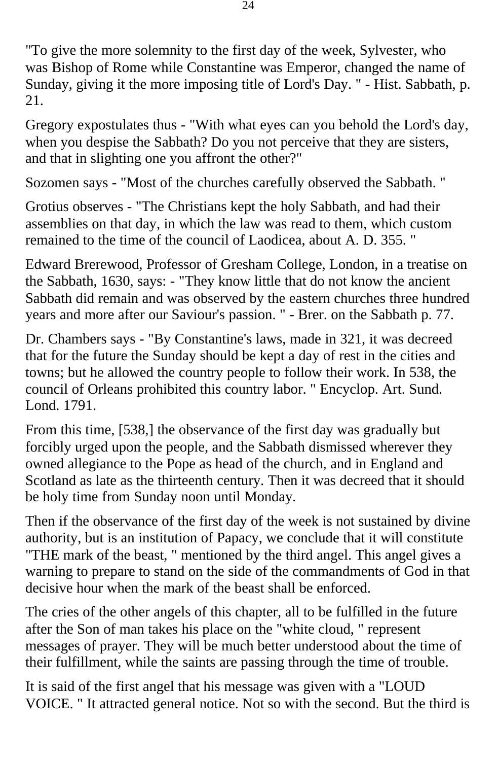"To give the more solemnity to the first day of the week, Sylvester, who was Bishop of Rome while Constantine was Emperor, changed the name of Sunday, giving it the more imposing title of Lord's Day. " - Hist. Sabbath, p. 21.

Gregory expostulates thus - "With what eyes can you behold the Lord's day, when you despise the Sabbath? Do you not perceive that they are sisters, and that in slighting one you affront the other?"

Sozomen says - "Most of the churches carefully observed the Sabbath. "

Grotius observes - "The Christians kept the holy Sabbath, and had their assemblies on that day, in which the law was read to them, which custom remained to the time of the council of Laodicea, about A. D. 355. "

Edward Brerewood, Professor of Gresham College, London, in a treatise on the Sabbath, 1630, says: - "They know little that do not know the ancient Sabbath did remain and was observed by the eastern churches three hundred years and more after our Saviour's passion. " - Brer. on the Sabbath p. 77.

Dr. Chambers says - "By Constantine's laws, made in 321, it was decreed that for the future the Sunday should be kept a day of rest in the cities and towns; but he allowed the country people to follow their work. In 538, the council of Orleans prohibited this country labor. " Encyclop. Art. Sund. Lond. 1791.

From this time, [538,] the observance of the first day was gradually but forcibly urged upon the people, and the Sabbath dismissed wherever they owned allegiance to the Pope as head of the church, and in England and Scotland as late as the thirteenth century. Then it was decreed that it should be holy time from Sunday noon until Monday.

Then if the observance of the first day of the week is not sustained by divine authority, but is an institution of Papacy, we conclude that it will constitute "THE mark of the beast, " mentioned by the third angel. This angel gives a warning to prepare to stand on the side of the commandments of God in that decisive hour when the mark of the beast shall be enforced.

The cries of the other angels of this chapter, all to be fulfilled in the future after the Son of man takes his place on the "white cloud, " represent messages of prayer. They will be much better understood about the time of their fulfillment, while the saints are passing through the time of trouble.

It is said of the first angel that his message was given with a "LOUD VOICE. " It attracted general notice. Not so with the second. But the third is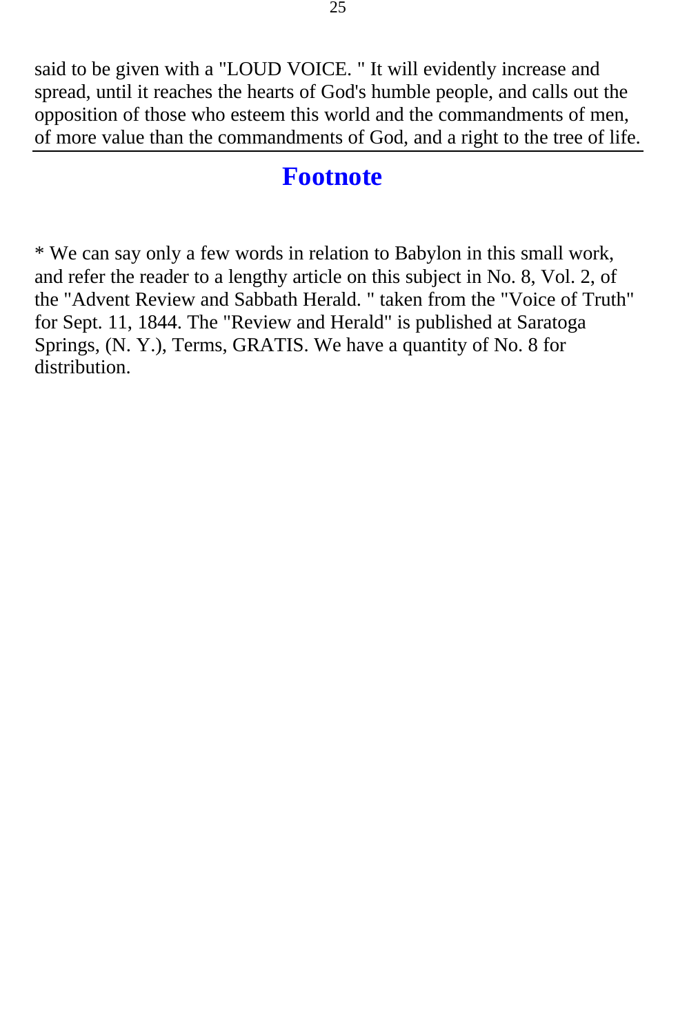said to be given with a "LOUD VOICE. " It will evidently increase and spread, until it reaches the hearts of God's humble people, and calls out the opposition of those who esteem this world and the commandments of men, of more value than the commandments of God, and a right to the tree of life.

---

## Footnote

* We can say only a few words in relation to Babylon in this small work, and refer the reader to a lengthy article on this subject in No. 8, Vol. 2, of the "Advent Review and Sabbath Herald. " taken from the "Voice of Truth" for Sept. 11, 1844. The "Review and Herald" is published at Saratoga Springs, (N. Y.), Terms, GRATIS. We have a quantity of No. 8 for distribution.